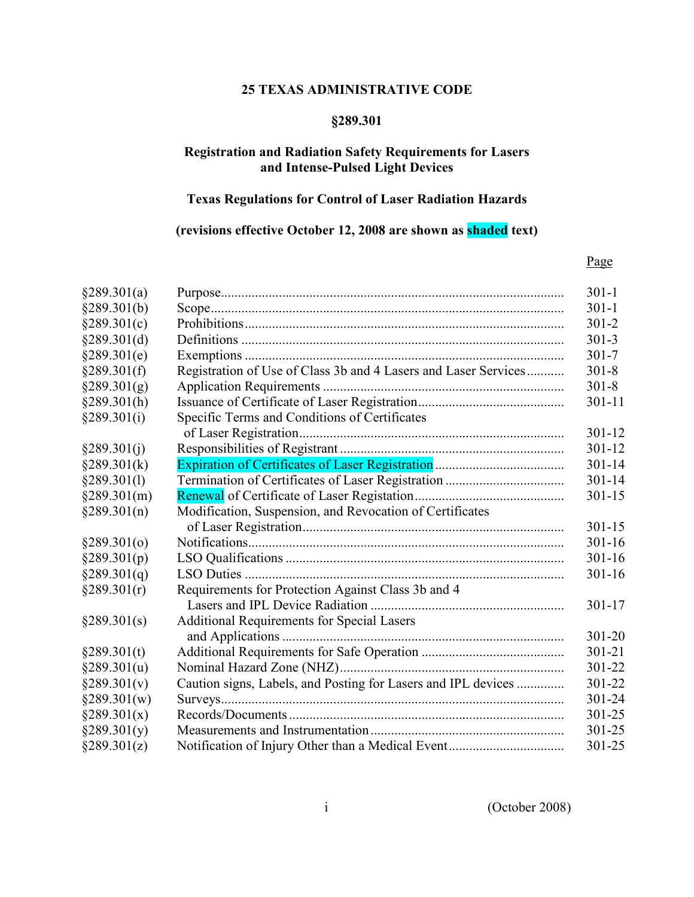# 25 TEXAS ADMINISTRATIVE CODE

## §289.301

## Registration and Radiation Safety Requirements for Lasers and Intense-Pulsed Light Devices

## Texas Regulations for Control of Laser Radiation Hazards

## (revisions effective October 12, 2008 are shown as shaded text)

| Section | Title | Page |
|---|---|---|
| §289.301(a) | Purpose | 301-1 |
| §289.301(b) | Scope | 301-1 |
| §289.301(c) | Prohibitions | 301-2 |
| §289.301(d) | Definitions | 301-3 |
| §289.301(e) | Exemptions | 301-7 |
| §289.301(f) | Registration of Use of Class 3b and 4 Lasers and Laser Services | 301-8 |
| §289.301(g) | Application Requirements | 301-8 |
| §289.301(h) | Issuance of Certificate of Laser Registration | 301-11 |
| §289.301(i) | Specific Terms and Conditions of Certificates of Laser Registration | 301-12 |
| §289.301(j) | Responsibilities of Registrant | 301-12 |
| §289.301(k) | Expiration of Certificates of Laser Registration | 301-14 |
| §289.301(l) | Termination of Certificates of Laser Registration | 301-14 |
| §289.301(m) | Renewal of Certificate of Laser Registation | 301-15 |
| §289.301(n) | Modification, Suspension, and Revocation of Certificates of Laser Registration | 301-15 |
| §289.301(o) | Notifications | 301-16 |
| §289.301(p) | LSO Qualifications | 301-16 |
| §289.301(q) | LSO Duties | 301-16 |
| §289.301(r) | Requirements for Protection Against Class 3b and 4 Lasers and IPL Device Radiation | 301-17 |
| §289.301(s) | Additional Requirements for Special Lasers and Applications | 301-20 |
| §289.301(t) | Additional Requirements for Safe Operation | 301-21 |
| §289.301(u) | Nominal Hazard Zone (NHZ) | 301-22 |
| §289.301(v) | Caution signs, Labels, and Posting for Lasers and IPL devices | 301-22 |
| §289.301(w) | Surveys | 301-24 |
| §289.301(x) | Records/Documents | 301-25 |
| §289.301(y) | Measurements and Instrumentation | 301-25 |
| §289.301(z) | Notification of Injury Other than a Medical Event | 301-25 |

(October 2008)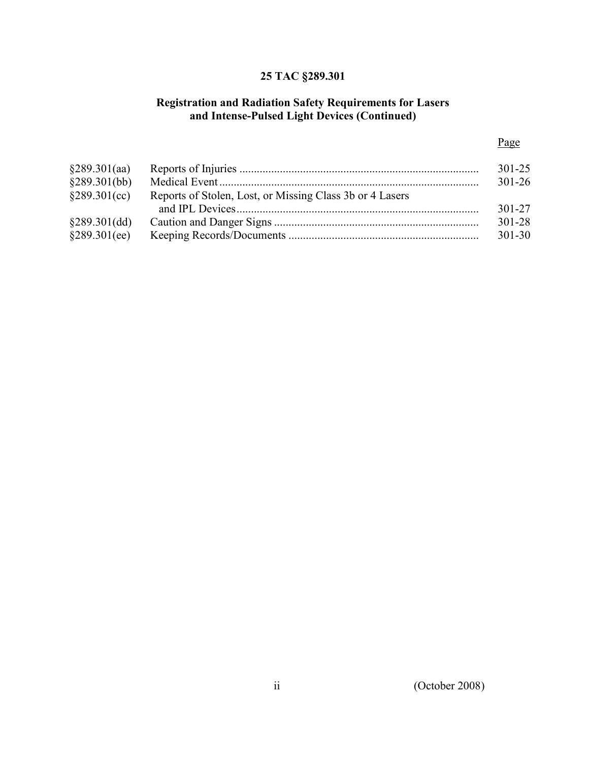**25 TAC §289.301**

**Registration and Radiation Safety Requirements for Lasers and Intense-Pulsed Light Devices (Continued)**

| | | Page |
|---|---|---|
| §289.301(aa) | Reports of Injuries | 301-25 |
| §289.301(bb) | Medical Event | 301-26 |
| §289.301(cc) | Reports of Stolen, Lost, or Missing Class 3b or 4 Lasers and IPL Devices | 301-27 |
| §289.301(dd) | Caution and Danger Signs | 301-28 |
| §289.301(ee) | Keeping Records/Documents | 301-30 |

(October 2008)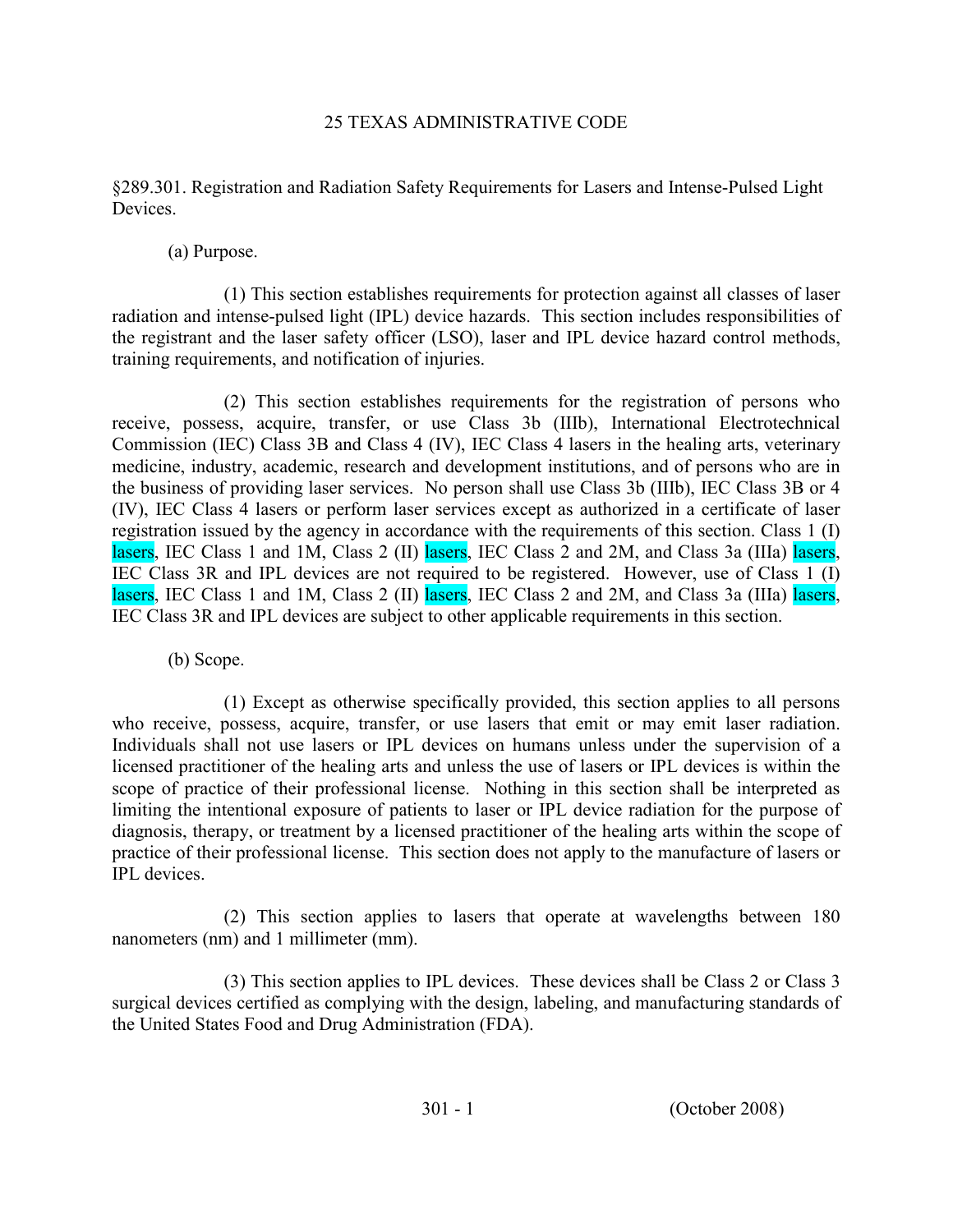# 25 TEXAS ADMINISTRATIVE CODE

§289.301. Registration and Radiation Safety Requirements for Lasers and Intense-Pulsed Light Devices.

(a) Purpose.

(1) This section establishes requirements for protection against all classes of laser radiation and intense-pulsed light (IPL) device hazards. This section includes responsibilities of the registrant and the laser safety officer (LSO), laser and IPL device hazard control methods, training requirements, and notification of injuries.

(2) This section establishes requirements for the registration of persons who receive, possess, acquire, transfer, or use Class 3b (IIIb), International Electrotechnical Commission (IEC) Class 3B and Class 4 (IV), IEC Class 4 lasers in the healing arts, veterinary medicine, industry, academic, research and development institutions, and of persons who are in the business of providing laser services. No person shall use Class 3b (IIIb), IEC Class 3B or 4 (IV), IEC Class 4 lasers or perform laser services except as authorized in a certificate of laser registration issued by the agency in accordance with the requirements of this section. Class 1 (I) lasers, IEC Class 1 and 1M, Class 2 (II) lasers, IEC Class 2 and 2M, and Class 3a (IIIa) lasers, IEC Class 3R and IPL devices are not required to be registered. However, use of Class 1 (I) lasers, IEC Class 1 and 1M, Class 2 (II) lasers, IEC Class 2 and 2M, and Class 3a (IIIa) lasers, IEC Class 3R and IPL devices are subject to other applicable requirements in this section.

(b) Scope.

(1) Except as otherwise specifically provided, this section applies to all persons who receive, possess, acquire, transfer, or use lasers that emit or may emit laser radiation. Individuals shall not use lasers or IPL devices on humans unless under the supervision of a licensed practitioner of the healing arts and unless the use of lasers or IPL devices is within the scope of practice of their professional license. Nothing in this section shall be interpreted as limiting the intentional exposure of patients to laser or IPL device radiation for the purpose of diagnosis, therapy, or treatment by a licensed practitioner of the healing arts within the scope of practice of their professional license. This section does not apply to the manufacture of lasers or IPL devices.

(2) This section applies to lasers that operate at wavelengths between 180 nanometers (nm) and 1 millimeter (mm).

(3) This section applies to IPL devices. These devices shall be Class 2 or Class 3 surgical devices certified as complying with the design, labeling, and manufacturing standards of the United States Food and Drug Administration (FDA).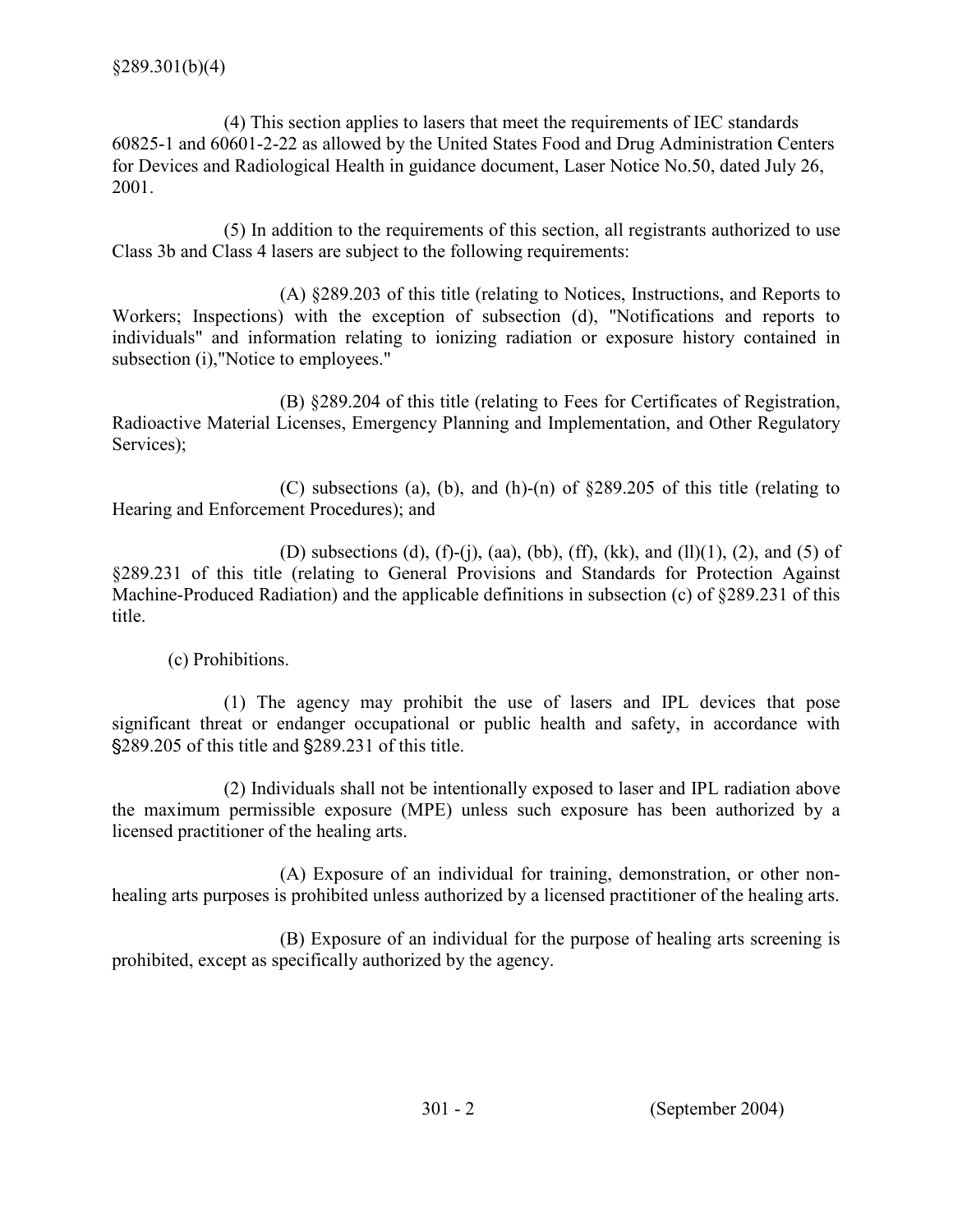(4) This section applies to lasers that meet the requirements of IEC standards 60825-1 and 60601-2-22 as allowed by the United States Food and Drug Administration Centers for Devices and Radiological Health in guidance document, Laser Notice No.50, dated July 26, 2001.

(5) In addition to the requirements of this section, all registrants authorized to use Class 3b and Class 4 lasers are subject to the following requirements:

(A) §289.203 of this title (relating to Notices, Instructions, and Reports to Workers; Inspections) with the exception of subsection (d), "Notifications and reports to individuals" and information relating to ionizing radiation or exposure history contained in subsection (i),"Notice to employees."

(B) §289.204 of this title (relating to Fees for Certificates of Registration, Radioactive Material Licenses, Emergency Planning and Implementation, and Other Regulatory Services);

(C) subsections (a), (b), and (h)-(n) of §289.205 of this title (relating to Hearing and Enforcement Procedures); and

(D) subsections (d), (f)-(j), (aa), (bb), (ff), (kk), and (ll)(1), (2), and (5) of §289.231 of this title (relating to General Provisions and Standards for Protection Against Machine-Produced Radiation) and the applicable definitions in subsection (c) of §289.231 of this title.

(c) Prohibitions.

(1) The agency may prohibit the use of lasers and IPL devices that pose significant threat or endanger occupational or public health and safety, in accordance with §289.205 of this title and §289.231 of this title.

(2) Individuals shall not be intentionally exposed to laser and IPL radiation above the maximum permissible exposure (MPE) unless such exposure has been authorized by a licensed practitioner of the healing arts.

(A) Exposure of an individual for training, demonstration, or other non-healing arts purposes is prohibited unless authorized by a licensed practitioner of the healing arts.

(B) Exposure of an individual for the purpose of healing arts screening is prohibited, except as specifically authorized by the agency.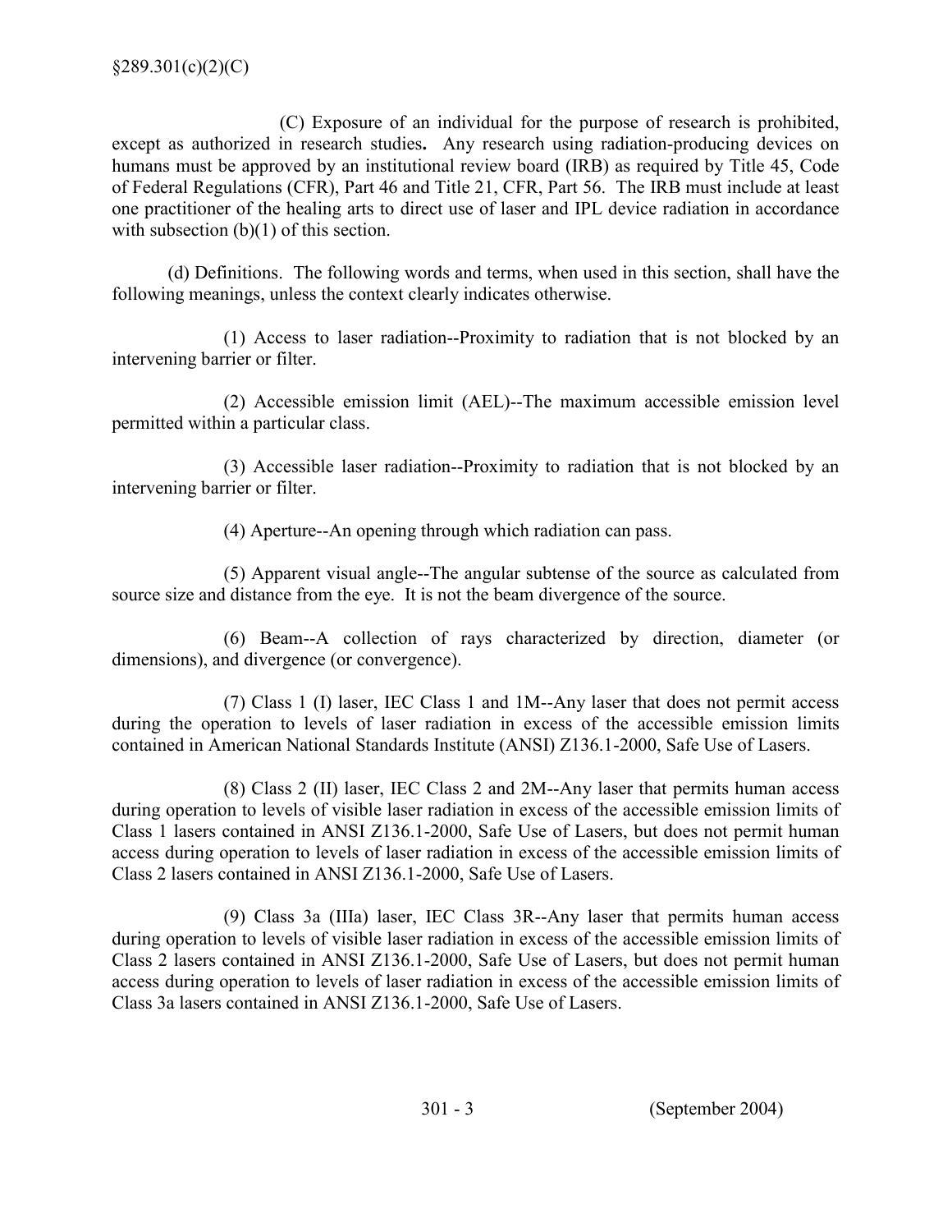(C) Exposure of an individual for the purpose of research is prohibited, except as authorized in research studies**.** Any research using radiation-producing devices on humans must be approved by an institutional review board (IRB) as required by Title 45, Code of Federal Regulations (CFR), Part 46 and Title 21, CFR, Part 56. The IRB must include at least one practitioner of the healing arts to direct use of laser and IPL device radiation in accordance with subsection (b)(1) of this section.

(d) Definitions. The following words and terms, when used in this section, shall have the following meanings, unless the context clearly indicates otherwise.

(1) Access to laser radiation--Proximity to radiation that is not blocked by an intervening barrier or filter.

(2) Accessible emission limit (AEL)--The maximum accessible emission level permitted within a particular class.

(3) Accessible laser radiation--Proximity to radiation that is not blocked by an intervening barrier or filter.

(4) Aperture--An opening through which radiation can pass.

(5) Apparent visual angle--The angular subtense of the source as calculated from source size and distance from the eye. It is not the beam divergence of the source.

(6) Beam--A collection of rays characterized by direction, diameter (or dimensions), and divergence (or convergence).

(7) Class 1 (I) laser, IEC Class 1 and 1M--Any laser that does not permit access during the operation to levels of laser radiation in excess of the accessible emission limits contained in American National Standards Institute (ANSI) Z136.1-2000, Safe Use of Lasers.

(8) Class 2 (II) laser, IEC Class 2 and 2M--Any laser that permits human access during operation to levels of visible laser radiation in excess of the accessible emission limits of Class 1 lasers contained in ANSI Z136.1-2000, Safe Use of Lasers, but does not permit human access during operation to levels of laser radiation in excess of the accessible emission limits of Class 2 lasers contained in ANSI Z136.1-2000, Safe Use of Lasers.

(9) Class 3a (IIIa) laser, IEC Class 3R--Any laser that permits human access during operation to levels of visible laser radiation in excess of the accessible emission limits of Class 2 lasers contained in ANSI Z136.1-2000, Safe Use of Lasers, but does not permit human access during operation to levels of laser radiation in excess of the accessible emission limits of Class 3a lasers contained in ANSI Z136.1-2000, Safe Use of Lasers.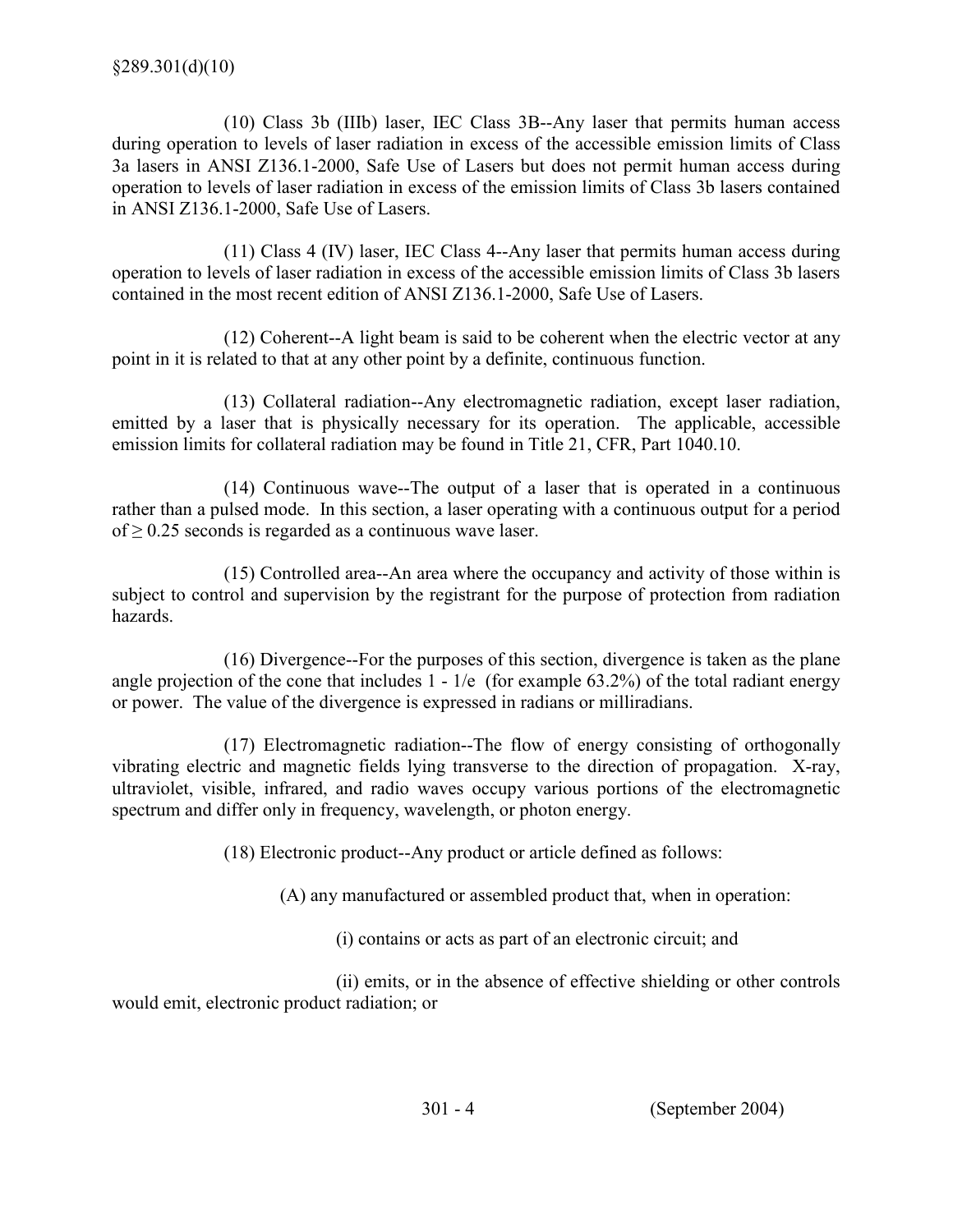(10) Class 3b (IIIb) laser, IEC Class 3B--Any laser that permits human access during operation to levels of laser radiation in excess of the accessible emission limits of Class 3a lasers in ANSI Z136.1-2000, Safe Use of Lasers but does not permit human access during operation to levels of laser radiation in excess of the emission limits of Class 3b lasers contained in ANSI Z136.1-2000, Safe Use of Lasers.

(11) Class 4 (IV) laser, IEC Class 4--Any laser that permits human access during operation to levels of laser radiation in excess of the accessible emission limits of Class 3b lasers contained in the most recent edition of ANSI Z136.1-2000, Safe Use of Lasers.

(12) Coherent--A light beam is said to be coherent when the electric vector at any point in it is related to that at any other point by a definite, continuous function.

(13) Collateral radiation--Any electromagnetic radiation, except laser radiation, emitted by a laser that is physically necessary for its operation. The applicable, accessible emission limits for collateral radiation may be found in Title 21, CFR, Part 1040.10.

(14) Continuous wave--The output of a laser that is operated in a continuous rather than a pulsed mode. In this section, a laser operating with a continuous output for a period of $\geq 0.25$ seconds is regarded as a continuous wave laser.

(15) Controlled area--An area where the occupancy and activity of those within is subject to control and supervision by the registrant for the purpose of protection from radiation hazards.

(16) Divergence--For the purposes of this section, divergence is taken as the plane angle projection of the cone that includes $1 - 1/e$ (for example 63.2%) of the total radiant energy or power. The value of the divergence is expressed in radians or milliradians.

(17) Electromagnetic radiation--The flow of energy consisting of orthogonally vibrating electric and magnetic fields lying transverse to the direction of propagation. X-ray, ultraviolet, visible, infrared, and radio waves occupy various portions of the electromagnetic spectrum and differ only in frequency, wavelength, or photon energy.

(18) Electronic product--Any product or article defined as follows:

(A) any manufactured or assembled product that, when in operation:

(i) contains or acts as part of an electronic circuit; and

(ii) emits, or in the absence of effective shielding or other controls would emit, electronic product radiation; or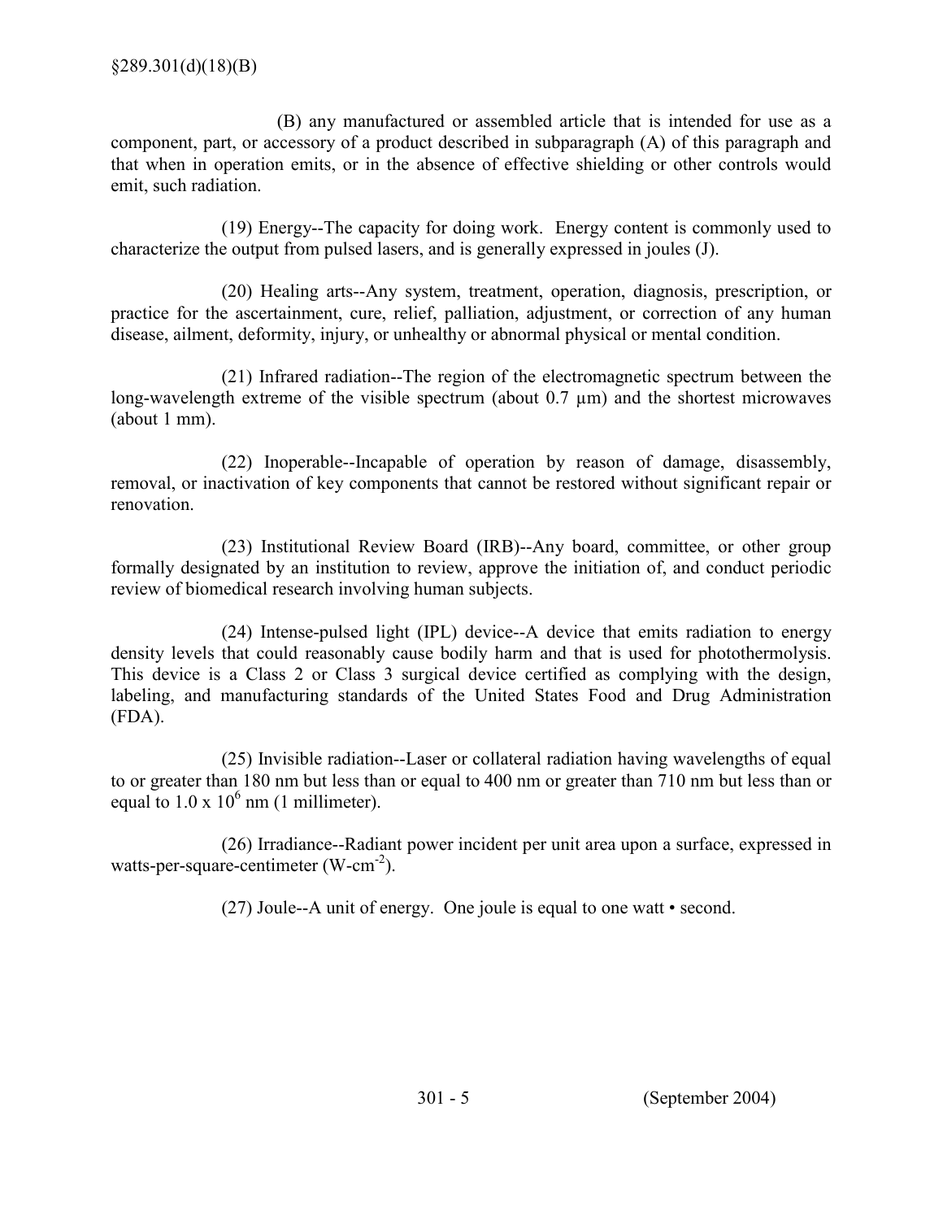(B) any manufactured or assembled article that is intended for use as a component, part, or accessory of a product described in subparagraph (A) of this paragraph and that when in operation emits, or in the absence of effective shielding or other controls would emit, such radiation.

(19) Energy--The capacity for doing work. Energy content is commonly used to characterize the output from pulsed lasers, and is generally expressed in joules (J).

(20) Healing arts--Any system, treatment, operation, diagnosis, prescription, or practice for the ascertainment, cure, relief, palliation, adjustment, or correction of any human disease, ailment, deformity, injury, or unhealthy or abnormal physical or mental condition.

(21) Infrared radiation--The region of the electromagnetic spectrum between the long-wavelength extreme of the visible spectrum (about 0.7 µm) and the shortest microwaves (about 1 mm).

(22) Inoperable--Incapable of operation by reason of damage, disassembly, removal, or inactivation of key components that cannot be restored without significant repair or renovation.

(23) Institutional Review Board (IRB)--Any board, committee, or other group formally designated by an institution to review, approve the initiation of, and conduct periodic review of biomedical research involving human subjects.

(24) Intense-pulsed light (IPL) device--A device that emits radiation to energy density levels that could reasonably cause bodily harm and that is used for photothermolysis. This device is a Class 2 or Class 3 surgical device certified as complying with the design, labeling, and manufacturing standards of the United States Food and Drug Administration (FDA).

(25) Invisible radiation--Laser or collateral radiation having wavelengths of equal to or greater than 180 nm but less than or equal to 400 nm or greater than 710 nm but less than or equal to $1.0 \times 10^6$ nm (1 millimeter).

(26) Irradiance--Radiant power incident per unit area upon a surface, expressed in watts-per-square-centimeter ($W\text{-}cm^{-2}$).

(27) Joule--A unit of energy. One joule is equal to one watt • second.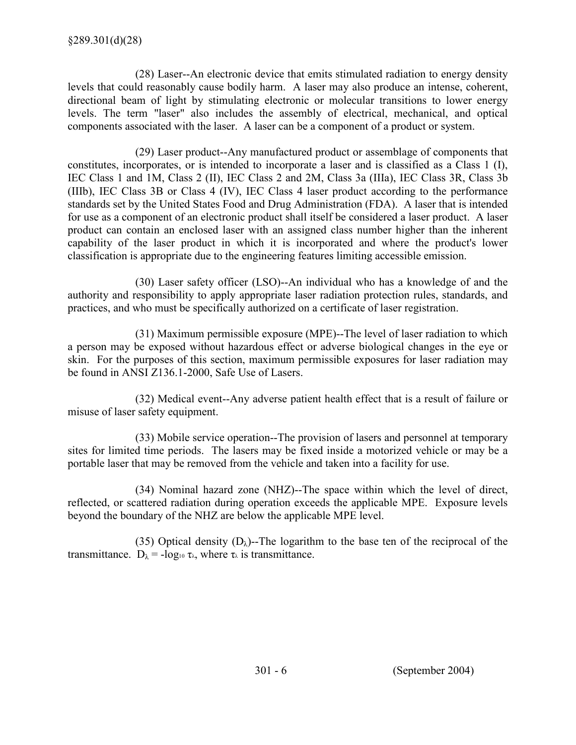(28) Laser--An electronic device that emits stimulated radiation to energy density levels that could reasonably cause bodily harm. A laser may also produce an intense, coherent, directional beam of light by stimulating electronic or molecular transitions to lower energy levels. The term "laser" also includes the assembly of electrical, mechanical, and optical components associated with the laser. A laser can be a component of a product or system.

(29) Laser product--Any manufactured product or assemblage of components that constitutes, incorporates, or is intended to incorporate a laser and is classified as a Class 1 (I), IEC Class 1 and 1M, Class 2 (II), IEC Class 2 and 2M, Class 3a (IIIa), IEC Class 3R, Class 3b (IIIb), IEC Class 3B or Class 4 (IV), IEC Class 4 laser product according to the performance standards set by the United States Food and Drug Administration (FDA). A laser that is intended for use as a component of an electronic product shall itself be considered a laser product. A laser product can contain an enclosed laser with an assigned class number higher than the inherent capability of the laser product in which it is incorporated and where the product's lower classification is appropriate due to the engineering features limiting accessible emission.

(30) Laser safety officer (LSO)--An individual who has a knowledge of and the authority and responsibility to apply appropriate laser radiation protection rules, standards, and practices, and who must be specifically authorized on a certificate of laser registration.

(31) Maximum permissible exposure (MPE)--The level of laser radiation to which a person may be exposed without hazardous effect or adverse biological changes in the eye or skin. For the purposes of this section, maximum permissible exposures for laser radiation may be found in ANSI Z136.1-2000, Safe Use of Lasers.

(32) Medical event--Any adverse patient health effect that is a result of failure or misuse of laser safety equipment.

(33) Mobile service operation--The provision of lasers and personnel at temporary sites for limited time periods. The lasers may be fixed inside a motorized vehicle or may be a portable laser that may be removed from the vehicle and taken into a facility for use.

(34) Nominal hazard zone (NHZ)--The space within which the level of direct, reflected, or scattered radiation during operation exceeds the applicable MPE. Exposure levels beyond the boundary of the NHZ are below the applicable MPE level.

(35) Optical density ($D_\lambda$)--The logarithm to the base ten of the reciprocal of the transmittance. $D_\lambda = -\log_{10} \tau_\lambda$, where $\tau_\lambda$ is transmittance.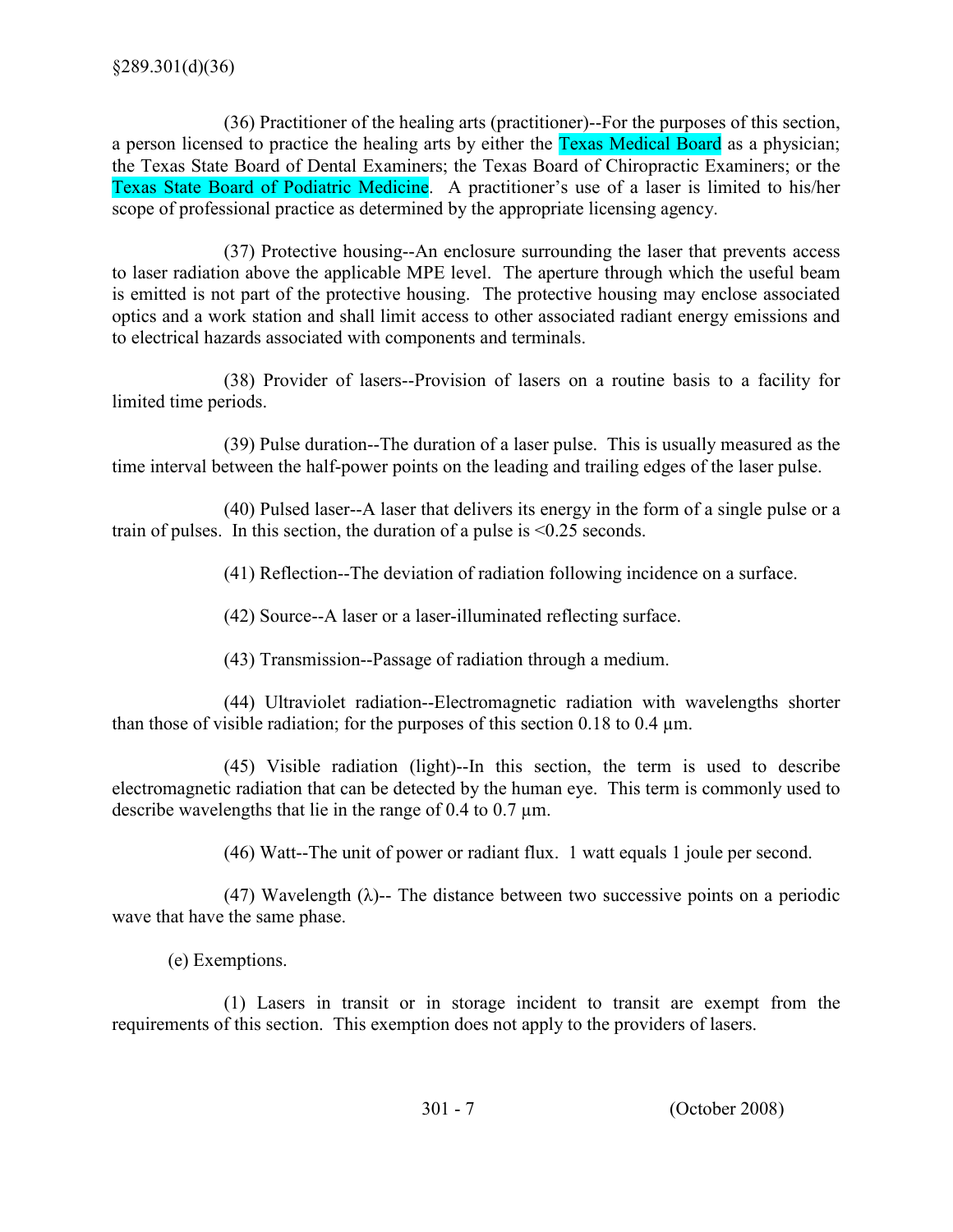(36) Practitioner of the healing arts (practitioner)--For the purposes of this section, a person licensed to practice the healing arts by either the Texas Medical Board as a physician; the Texas State Board of Dental Examiners; the Texas Board of Chiropractic Examiners; or the Texas State Board of Podiatric Medicine. A practitioner's use of a laser is limited to his/her scope of professional practice as determined by the appropriate licensing agency.

(37) Protective housing--An enclosure surrounding the laser that prevents access to laser radiation above the applicable MPE level. The aperture through which the useful beam is emitted is not part of the protective housing. The protective housing may enclose associated optics and a work station and shall limit access to other associated radiant energy emissions and to electrical hazards associated with components and terminals.

(38) Provider of lasers--Provision of lasers on a routine basis to a facility for limited time periods.

(39) Pulse duration--The duration of a laser pulse. This is usually measured as the time interval between the half-power points on the leading and trailing edges of the laser pulse.

(40) Pulsed laser--A laser that delivers its energy in the form of a single pulse or a train of pulses. In this section, the duration of a pulse is <0.25 seconds.

(41) Reflection--The deviation of radiation following incidence on a surface.

(42) Source--A laser or a laser-illuminated reflecting surface.

(43) Transmission--Passage of radiation through a medium.

(44) Ultraviolet radiation--Electromagnetic radiation with wavelengths shorter than those of visible radiation; for the purposes of this section 0.18 to 0.4 μm.

(45) Visible radiation (light)--In this section, the term is used to describe electromagnetic radiation that can be detected by the human eye. This term is commonly used to describe wavelengths that lie in the range of 0.4 to 0.7 μm.

(46) Watt--The unit of power or radiant flux. 1 watt equals 1 joule per second.

(47) Wavelength ($\lambda$)-- The distance between two successive points on a periodic wave that have the same phase.

(e) Exemptions.

(1) Lasers in transit or in storage incident to transit are exempt from the requirements of this section. This exemption does not apply to the providers of lasers.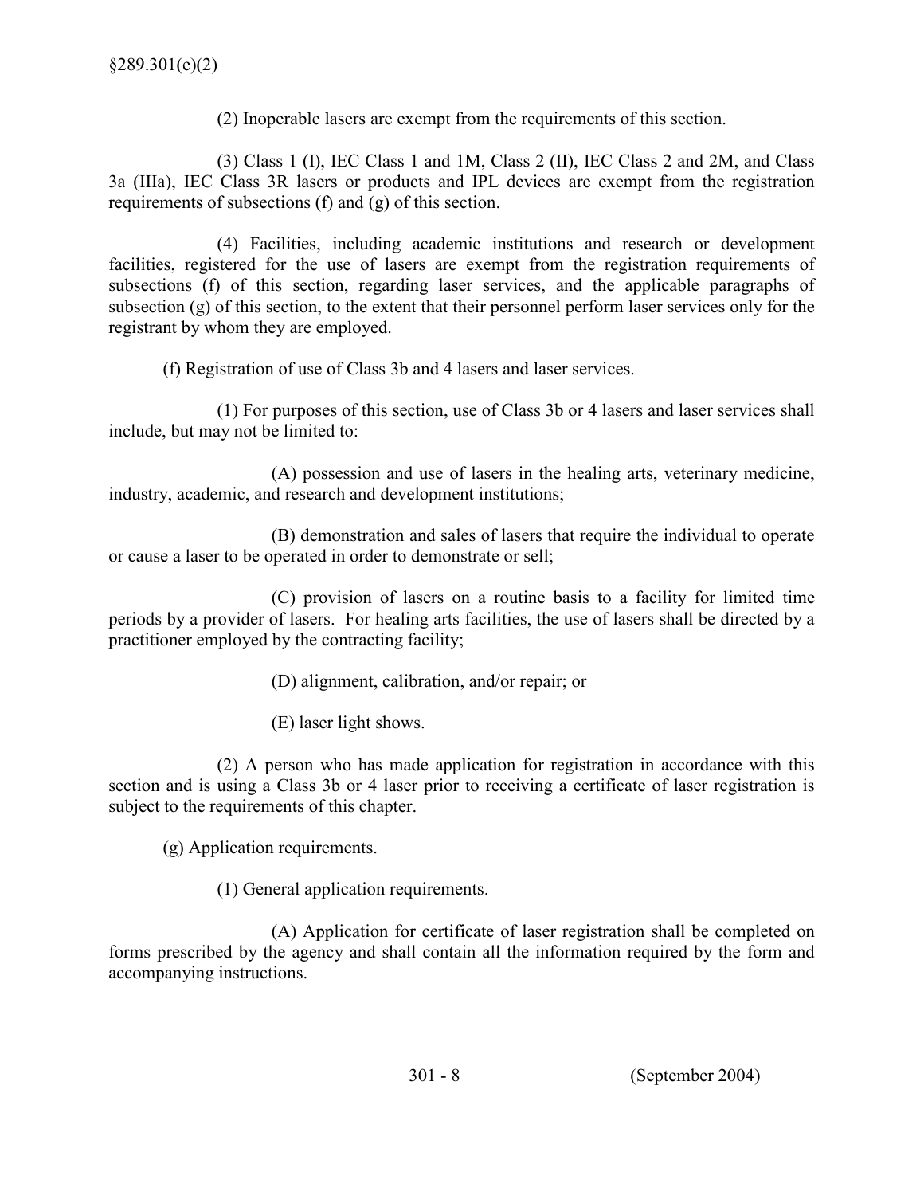(2) Inoperable lasers are exempt from the requirements of this section.

(3) Class 1 (I), IEC Class 1 and 1M, Class 2 (II), IEC Class 2 and 2M, and Class 3a (IIIa), IEC Class 3R lasers or products and IPL devices are exempt from the registration requirements of subsections (f) and (g) of this section.

(4) Facilities, including academic institutions and research or development facilities, registered for the use of lasers are exempt from the registration requirements of subsections (f) of this section, regarding laser services, and the applicable paragraphs of subsection (g) of this section, to the extent that their personnel perform laser services only for the registrant by whom they are employed.

(f) Registration of use of Class 3b and 4 lasers and laser services.

(1) For purposes of this section, use of Class 3b or 4 lasers and laser services shall include, but may not be limited to:

(A) possession and use of lasers in the healing arts, veterinary medicine, industry, academic, and research and development institutions;

(B) demonstration and sales of lasers that require the individual to operate or cause a laser to be operated in order to demonstrate or sell;

(C) provision of lasers on a routine basis to a facility for limited time periods by a provider of lasers. For healing arts facilities, the use of lasers shall be directed by a practitioner employed by the contracting facility;

(D) alignment, calibration, and/or repair; or

(E) laser light shows.

(2) A person who has made application for registration in accordance with this section and is using a Class 3b or 4 laser prior to receiving a certificate of laser registration is subject to the requirements of this chapter.

(g) Application requirements.

(1) General application requirements.

(A) Application for certificate of laser registration shall be completed on forms prescribed by the agency and shall contain all the information required by the form and accompanying instructions.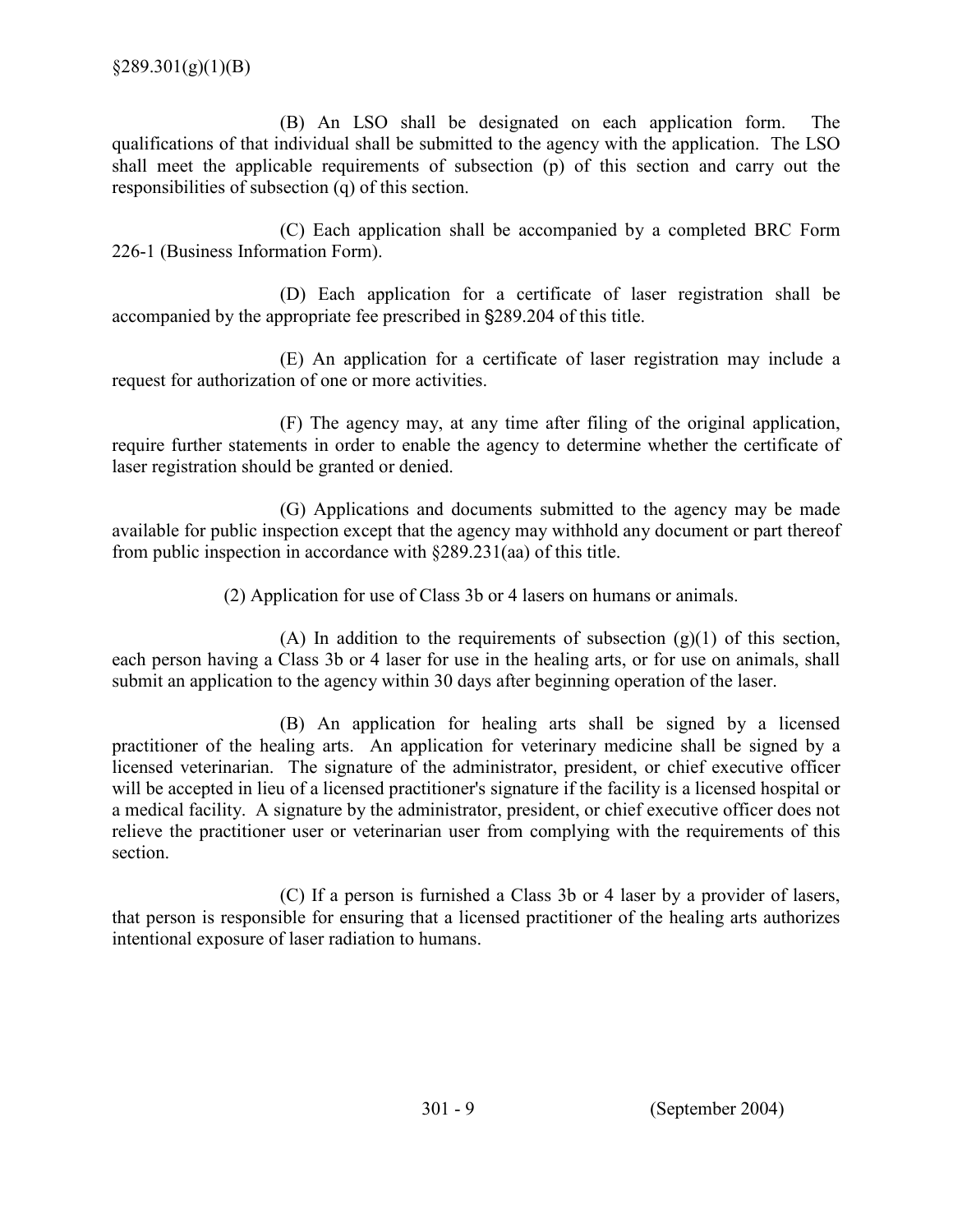(B) An LSO shall be designated on each application form. The qualifications of that individual shall be submitted to the agency with the application. The LSO shall meet the applicable requirements of subsection (p) of this section and carry out the responsibilities of subsection (q) of this section.

(C) Each application shall be accompanied by a completed BRC Form 226-1 (Business Information Form).

(D) Each application for a certificate of laser registration shall be accompanied by the appropriate fee prescribed in §289.204 of this title.

(E) An application for a certificate of laser registration may include a request for authorization of one or more activities.

(F) The agency may, at any time after filing of the original application, require further statements in order to enable the agency to determine whether the certificate of laser registration should be granted or denied.

(G) Applications and documents submitted to the agency may be made available for public inspection except that the agency may withhold any document or part thereof from public inspection in accordance with §289.231(aa) of this title.

(2) Application for use of Class 3b or 4 lasers on humans or animals.

(A) In addition to the requirements of subsection (g)(1) of this section, each person having a Class 3b or 4 laser for use in the healing arts, or for use on animals, shall submit an application to the agency within 30 days after beginning operation of the laser.

(B) An application for healing arts shall be signed by a licensed practitioner of the healing arts. An application for veterinary medicine shall be signed by a licensed veterinarian. The signature of the administrator, president, or chief executive officer will be accepted in lieu of a licensed practitioner's signature if the facility is a licensed hospital or a medical facility. A signature by the administrator, president, or chief executive officer does not relieve the practitioner user or veterinarian user from complying with the requirements of this section.

(C) If a person is furnished a Class 3b or 4 laser by a provider of lasers, that person is responsible for ensuring that a licensed practitioner of the healing arts authorizes intentional exposure of laser radiation to humans.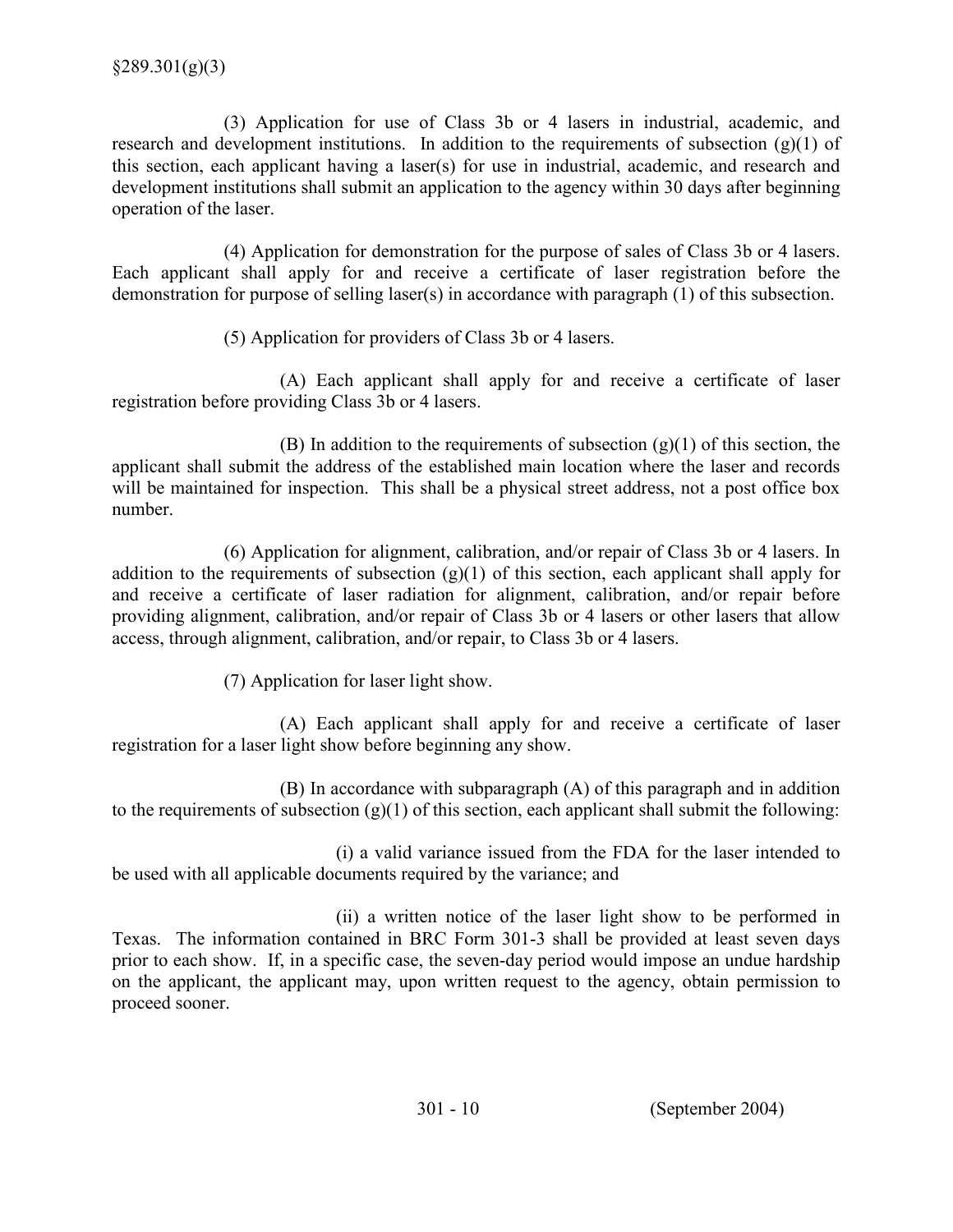(3) Application for use of Class 3b or 4 lasers in industrial, academic, and research and development institutions. In addition to the requirements of subsection (g)(1) of this section, each applicant having a laser(s) for use in industrial, academic, and research and development institutions shall submit an application to the agency within 30 days after beginning operation of the laser.

(4) Application for demonstration for the purpose of sales of Class 3b or 4 lasers. Each applicant shall apply for and receive a certificate of laser registration before the demonstration for purpose of selling laser(s) in accordance with paragraph (1) of this subsection.

(5) Application for providers of Class 3b or 4 lasers.

(A) Each applicant shall apply for and receive a certificate of laser registration before providing Class 3b or 4 lasers.

(B) In addition to the requirements of subsection (g)(1) of this section, the applicant shall submit the address of the established main location where the laser and records will be maintained for inspection. This shall be a physical street address, not a post office box number.

(6) Application for alignment, calibration, and/or repair of Class 3b or 4 lasers. In addition to the requirements of subsection (g)(1) of this section, each applicant shall apply for and receive a certificate of laser radiation for alignment, calibration, and/or repair before providing alignment, calibration, and/or repair of Class 3b or 4 lasers or other lasers that allow access, through alignment, calibration, and/or repair, to Class 3b or 4 lasers.

(7) Application for laser light show.

(A) Each applicant shall apply for and receive a certificate of laser registration for a laser light show before beginning any show.

(B) In accordance with subparagraph (A) of this paragraph and in addition to the requirements of subsection (g)(1) of this section, each applicant shall submit the following:

(i) a valid variance issued from the FDA for the laser intended to be used with all applicable documents required by the variance; and

(ii) a written notice of the laser light show to be performed in Texas. The information contained in BRC Form 301-3 shall be provided at least seven days prior to each show. If, in a specific case, the seven-day period would impose an undue hardship on the applicant, the applicant may, upon written request to the agency, obtain permission to proceed sooner.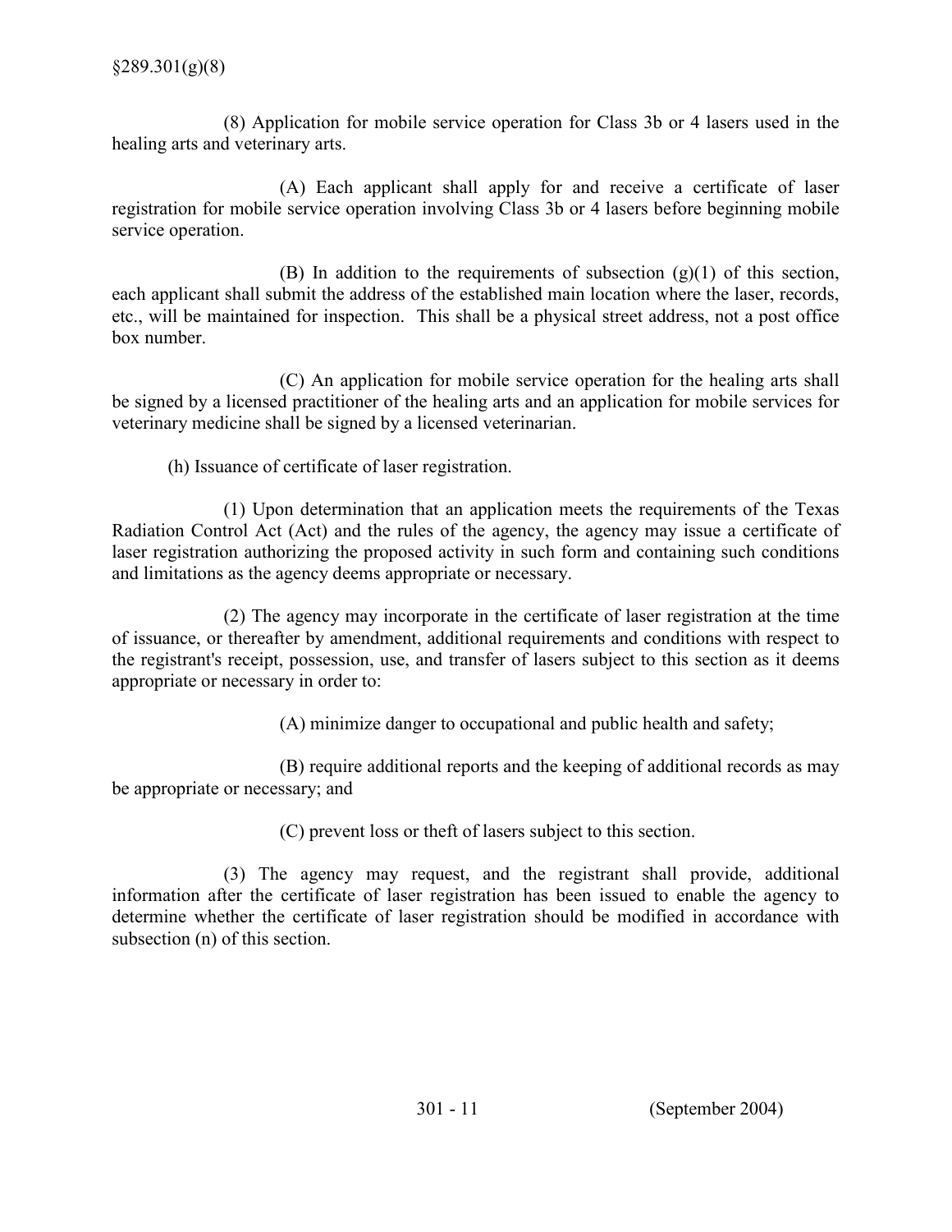(8) Application for mobile service operation for Class 3b or 4 lasers used in the healing arts and veterinary arts.

(A) Each applicant shall apply for and receive a certificate of laser registration for mobile service operation involving Class 3b or 4 lasers before beginning mobile service operation.

(B) In addition to the requirements of subsection (g)(1) of this section, each applicant shall submit the address of the established main location where the laser, records, etc., will be maintained for inspection. This shall be a physical street address, not a post office box number.

(C) An application for mobile service operation for the healing arts shall be signed by a licensed practitioner of the healing arts and an application for mobile services for veterinary medicine shall be signed by a licensed veterinarian.

(h) Issuance of certificate of laser registration.

(1) Upon determination that an application meets the requirements of the Texas Radiation Control Act (Act) and the rules of the agency, the agency may issue a certificate of laser registration authorizing the proposed activity in such form and containing such conditions and limitations as the agency deems appropriate or necessary.

(2) The agency may incorporate in the certificate of laser registration at the time of issuance, or thereafter by amendment, additional requirements and conditions with respect to the registrant's receipt, possession, use, and transfer of lasers subject to this section as it deems appropriate or necessary in order to:

(A) minimize danger to occupational and public health and safety;

(B) require additional reports and the keeping of additional records as may be appropriate or necessary; and

(C) prevent loss or theft of lasers subject to this section.

(3) The agency may request, and the registrant shall provide, additional information after the certificate of laser registration has been issued to enable the agency to determine whether the certificate of laser registration should be modified in accordance with subsection (n) of this section.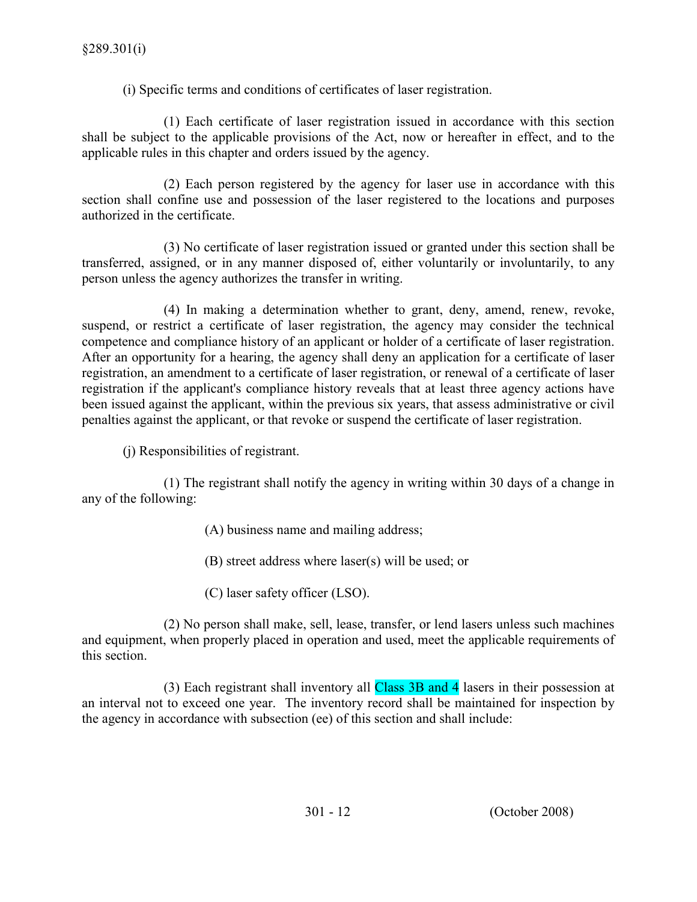(i) Specific terms and conditions of certificates of laser registration.

(1) Each certificate of laser registration issued in accordance with this section shall be subject to the applicable provisions of the Act, now or hereafter in effect, and to the applicable rules in this chapter and orders issued by the agency.

(2) Each person registered by the agency for laser use in accordance with this section shall confine use and possession of the laser registered to the locations and purposes authorized in the certificate.

(3) No certificate of laser registration issued or granted under this section shall be transferred, assigned, or in any manner disposed of, either voluntarily or involuntarily, to any person unless the agency authorizes the transfer in writing.

(4) In making a determination whether to grant, deny, amend, renew, revoke, suspend, or restrict a certificate of laser registration, the agency may consider the technical competence and compliance history of an applicant or holder of a certificate of laser registration. After an opportunity for a hearing, the agency shall deny an application for a certificate of laser registration, an amendment to a certificate of laser registration, or renewal of a certificate of laser registration if the applicant's compliance history reveals that at least three agency actions have been issued against the applicant, within the previous six years, that assess administrative or civil penalties against the applicant, or that revoke or suspend the certificate of laser registration.

(j) Responsibilities of registrant.

(1) The registrant shall notify the agency in writing within 30 days of a change in any of the following:

(A) business name and mailing address;

(B) street address where laser(s) will be used; or

(C) laser safety officer (LSO).

(2) No person shall make, sell, lease, transfer, or lend lasers unless such machines and equipment, when properly placed in operation and used, meet the applicable requirements of this section.

(3) Each registrant shall inventory all Class 3B and 4 lasers in their possession at an interval not to exceed one year. The inventory record shall be maintained for inspection by the agency in accordance with subsection (ee) of this section and shall include: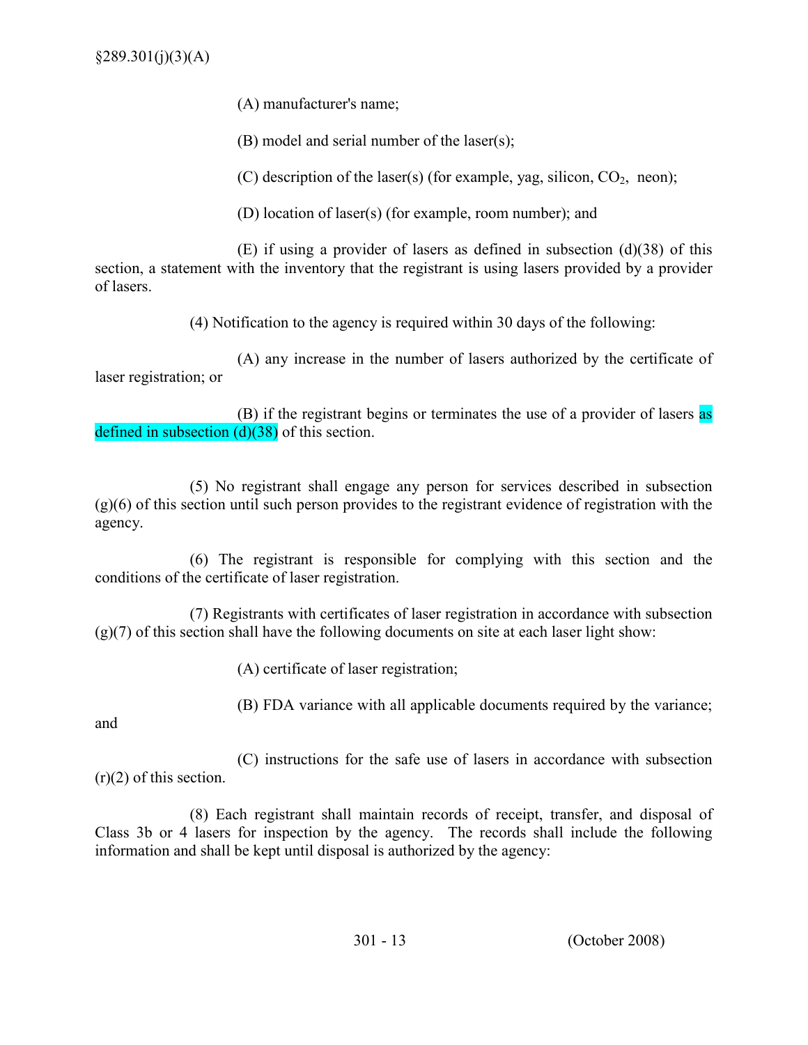(A) manufacturer's name;

(B) model and serial number of the laser(s);

(C) description of the laser(s) (for example, yag, silicon, $CO_2$, neon);

(D) location of laser(s) (for example, room number); and

(E) if using a provider of lasers as defined in subsection (d)(38) of this section, a statement with the inventory that the registrant is using lasers provided by a provider of lasers.

(4) Notification to the agency is required within 30 days of the following:

(A) any increase in the number of lasers authorized by the certificate of laser registration; or

(B) if the registrant begins or terminates the use of a provider of lasers as defined in subsection (d)(38) of this section.

(5) No registrant shall engage any person for services described in subsection (g)(6) of this section until such person provides to the registrant evidence of registration with the agency.

(6) The registrant is responsible for complying with this section and the conditions of the certificate of laser registration.

(7) Registrants with certificates of laser registration in accordance with subsection (g)(7) of this section shall have the following documents on site at each laser light show:

(A) certificate of laser registration;

(B) FDA variance with all applicable documents required by the variance; and

(C) instructions for the safe use of lasers in accordance with subsection (r)(2) of this section.

(8) Each registrant shall maintain records of receipt, transfer, and disposal of Class 3b or 4 lasers for inspection by the agency. The records shall include the following information and shall be kept until disposal is authorized by the agency: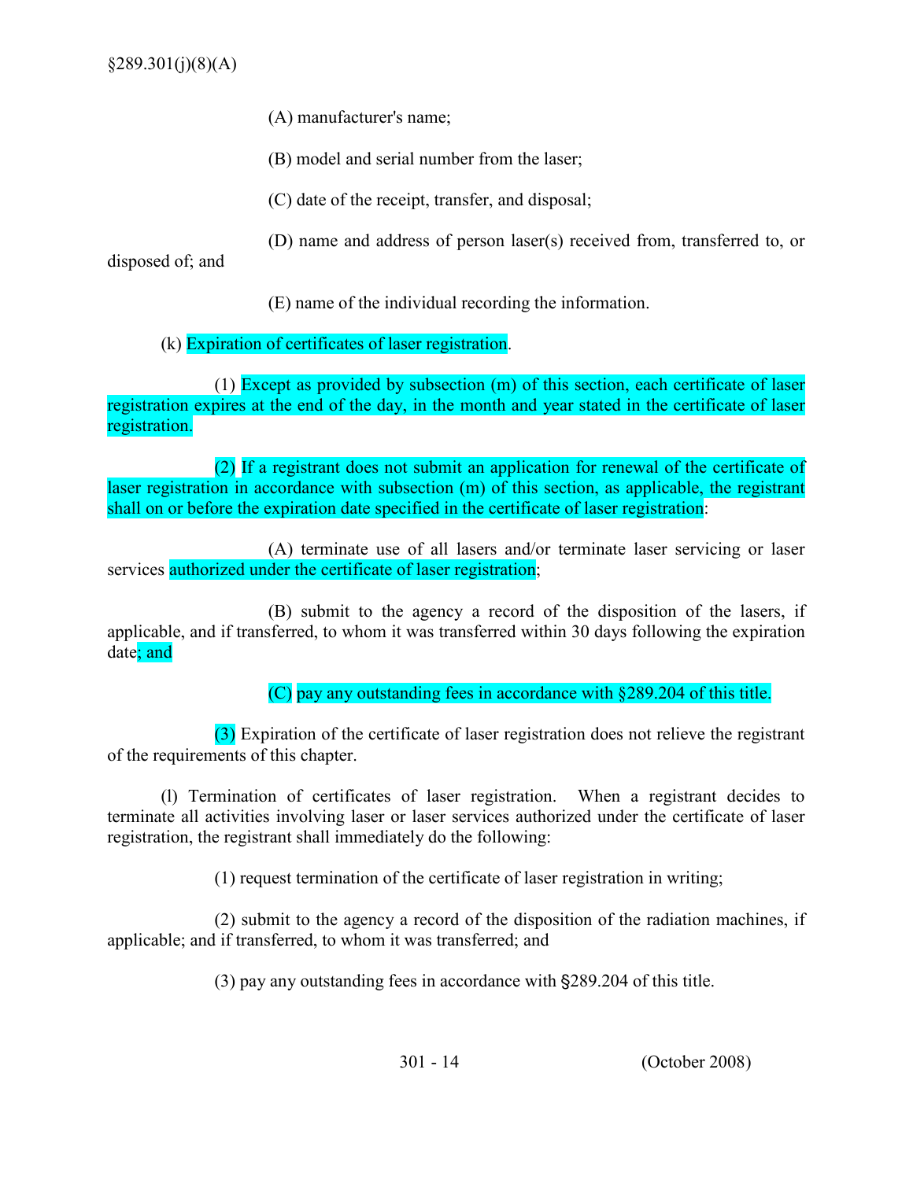(A) manufacturer's name;

(B) model and serial number from the laser;

(C) date of the receipt, transfer, and disposal;

(D) name and address of person laser(s) received from, transferred to, or disposed of; and

(E) name of the individual recording the information.

(k) Expiration of certificates of laser registration.

(1) Except as provided by subsection (m) of this section, each certificate of laser registration expires at the end of the day, in the month and year stated in the certificate of laser registration.

(2) If a registrant does not submit an application for renewal of the certificate of laser registration in accordance with subsection (m) of this section, as applicable, the registrant shall on or before the expiration date specified in the certificate of laser registration:

(A) terminate use of all lasers and/or terminate laser servicing or laser services authorized under the certificate of laser registration;

(B) submit to the agency a record of the disposition of the lasers, if applicable, and if transferred, to whom it was transferred within 30 days following the expiration date; and

(C) pay any outstanding fees in accordance with §289.204 of this title.

(3) Expiration of the certificate of laser registration does not relieve the registrant of the requirements of this chapter.

(l) Termination of certificates of laser registration. When a registrant decides to terminate all activities involving laser or laser services authorized under the certificate of laser registration, the registrant shall immediately do the following:

(1) request termination of the certificate of laser registration in writing;

(2) submit to the agency a record of the disposition of the radiation machines, if applicable; and if transferred, to whom it was transferred; and

(3) pay any outstanding fees in accordance with §289.204 of this title.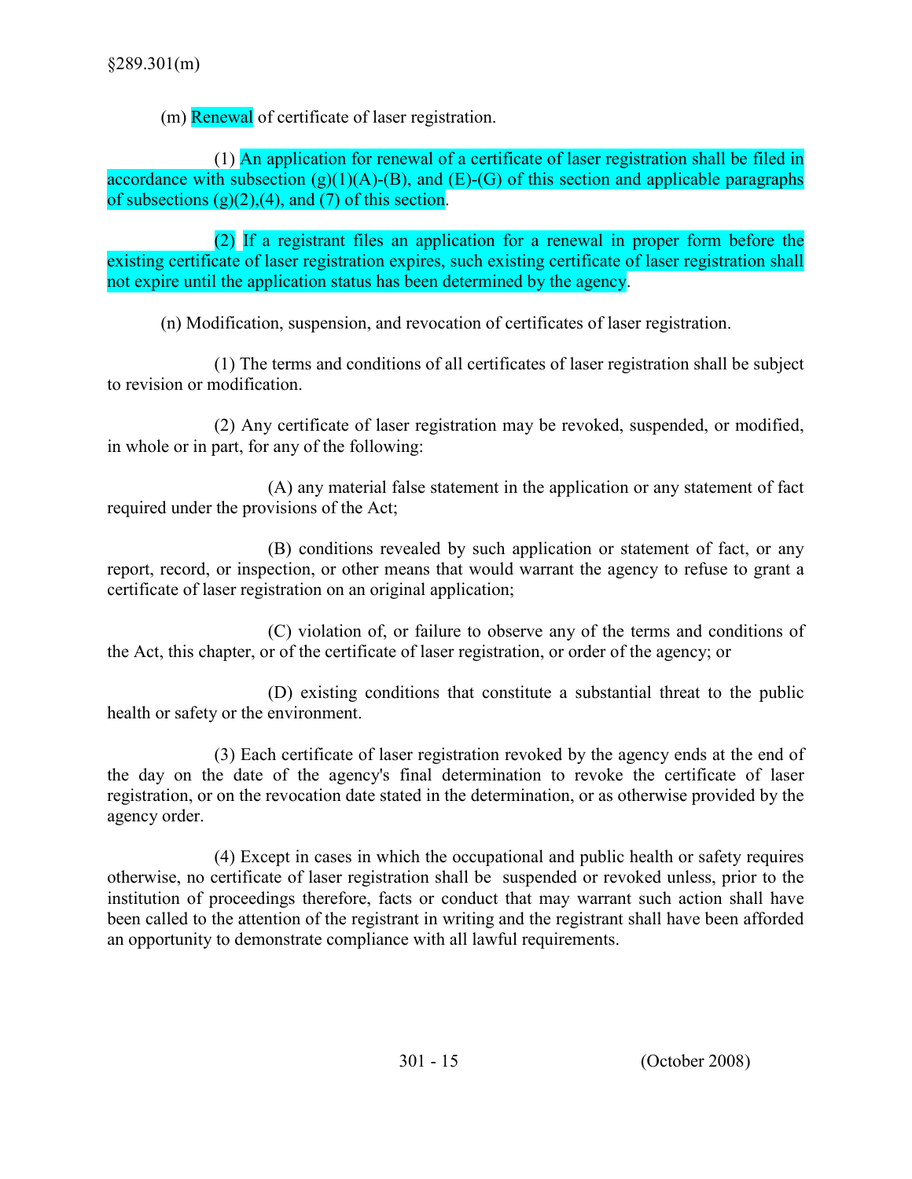§289.301(m)

(m) Renewal of certificate of laser registration.

(1) An application for renewal of a certificate of laser registration shall be filed in accordance with subsection (g)(1)(A)-(B), and (E)-(G) of this section and applicable paragraphs of subsections (g)(2),(4), and (7) of this section.

(2) If a registrant files an application for a renewal in proper form before the existing certificate of laser registration expires, such existing certificate of laser registration shall not expire until the application status has been determined by the agency.

(n) Modification, suspension, and revocation of certificates of laser registration.

(1) The terms and conditions of all certificates of laser registration shall be subject to revision or modification.

(2) Any certificate of laser registration may be revoked, suspended, or modified, in whole or in part, for any of the following:

(A) any material false statement in the application or any statement of fact required under the provisions of the Act;

(B) conditions revealed by such application or statement of fact, or any report, record, or inspection, or other means that would warrant the agency to refuse to grant a certificate of laser registration on an original application;

(C) violation of, or failure to observe any of the terms and conditions of the Act, this chapter, or of the certificate of laser registration, or order of the agency; or

(D) existing conditions that constitute a substantial threat to the public health or safety or the environment.

(3) Each certificate of laser registration revoked by the agency ends at the end of the day on the date of the agency's final determination to revoke the certificate of laser registration, or on the revocation date stated in the determination, or as otherwise provided by the agency order.

(4) Except in cases in which the occupational and public health or safety requires otherwise, no certificate of laser registration shall be suspended or revoked unless, prior to the institution of proceedings therefore, facts or conduct that may warrant such action shall have been called to the attention of the registrant in writing and the registrant shall have been afforded an opportunity to demonstrate compliance with all lawful requirements.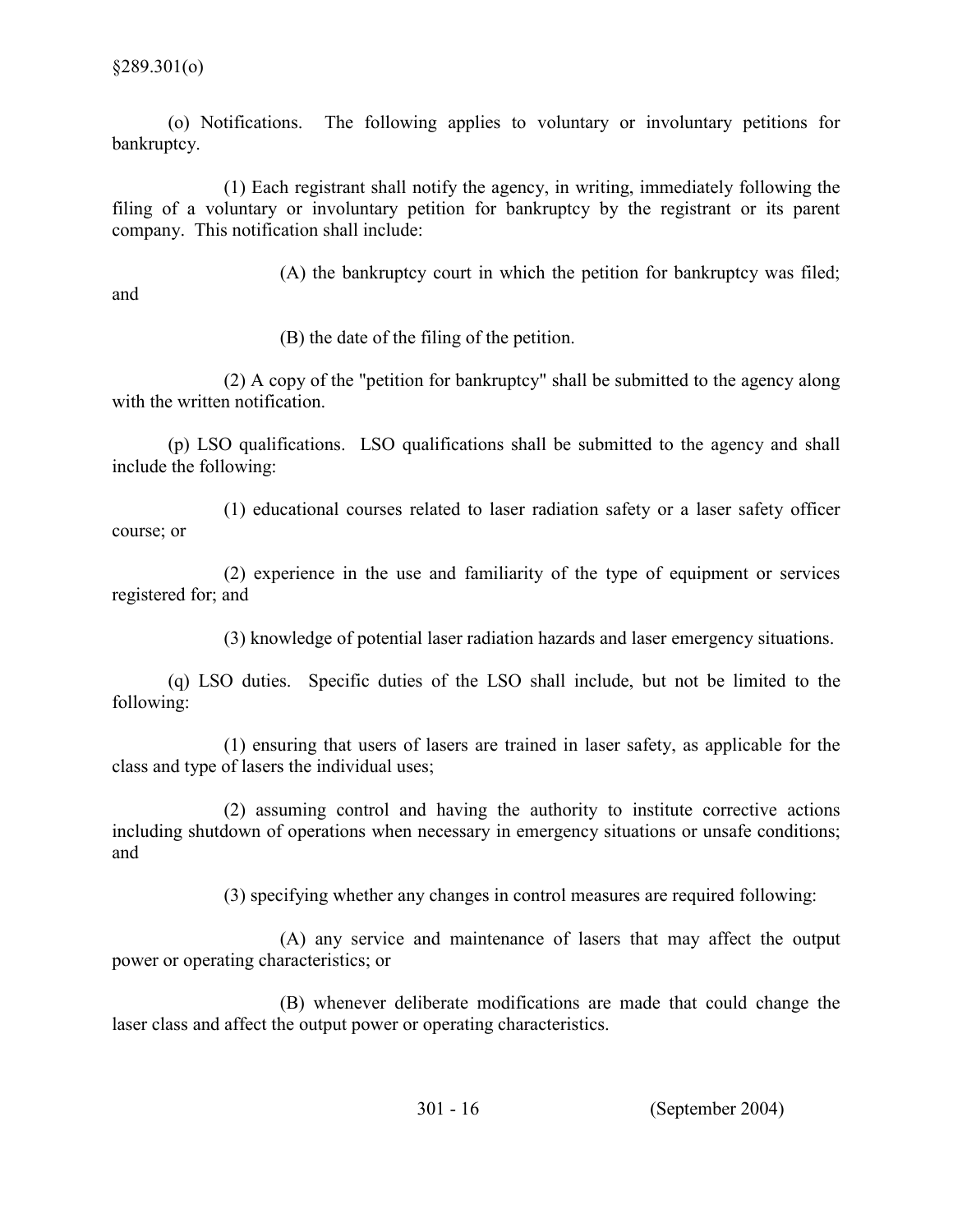(o) Notifications. The following applies to voluntary or involuntary petitions for bankruptcy.

(1) Each registrant shall notify the agency, in writing, immediately following the filing of a voluntary or involuntary petition for bankruptcy by the registrant or its parent company. This notification shall include:

(A) the bankruptcy court in which the petition for bankruptcy was filed; and

(B) the date of the filing of the petition.

(2) A copy of the "petition for bankruptcy" shall be submitted to the agency along with the written notification.

(p) LSO qualifications. LSO qualifications shall be submitted to the agency and shall include the following:

(1) educational courses related to laser radiation safety or a laser safety officer course; or

(2) experience in the use and familiarity of the type of equipment or services registered for; and

(3) knowledge of potential laser radiation hazards and laser emergency situations.

(q) LSO duties. Specific duties of the LSO shall include, but not be limited to the following:

(1) ensuring that users of lasers are trained in laser safety, as applicable for the class and type of lasers the individual uses;

(2) assuming control and having the authority to institute corrective actions including shutdown of operations when necessary in emergency situations or unsafe conditions; and

(3) specifying whether any changes in control measures are required following:

(A) any service and maintenance of lasers that may affect the output power or operating characteristics; or

(B) whenever deliberate modifications are made that could change the laser class and affect the output power or operating characteristics.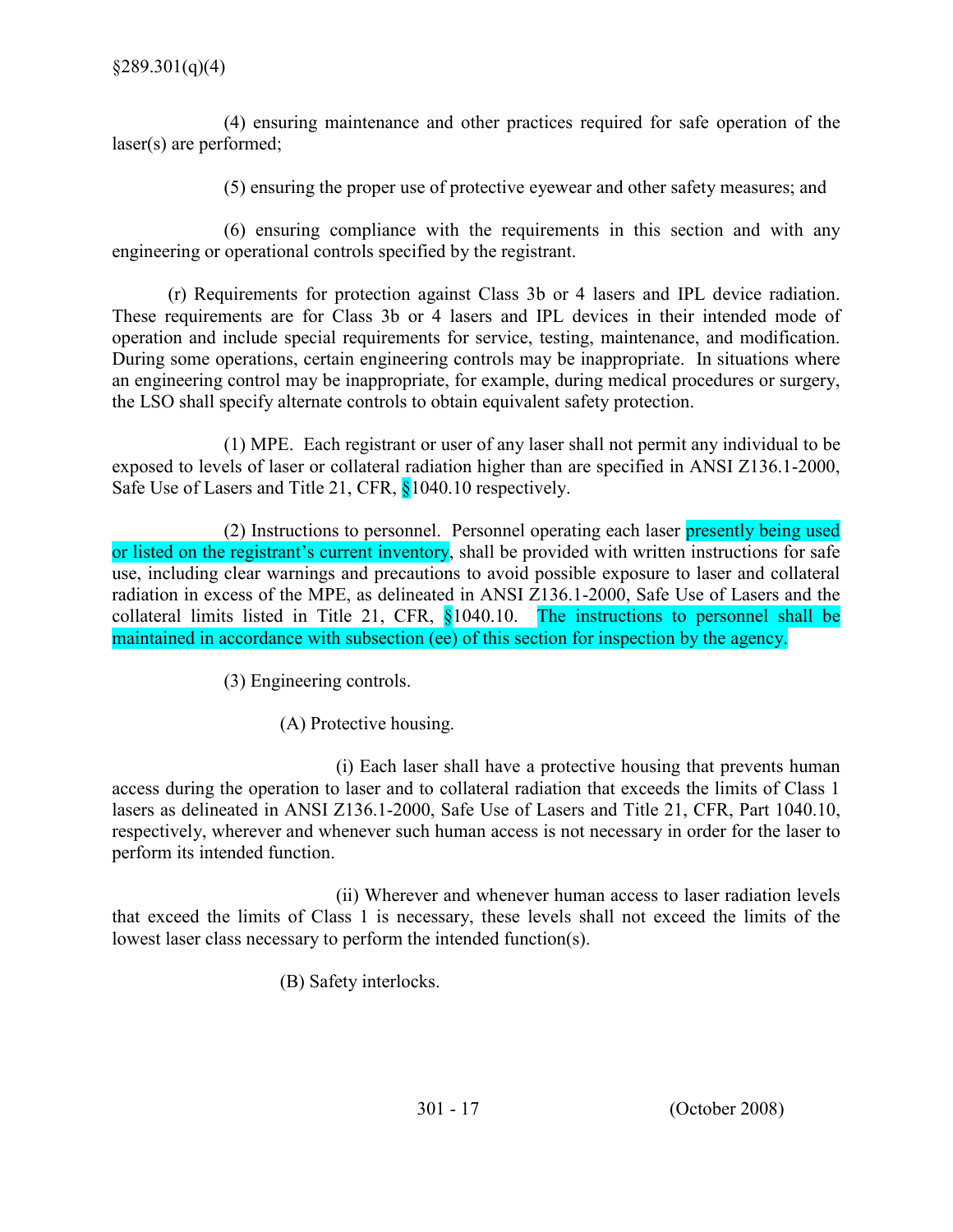(4) ensuring maintenance and other practices required for safe operation of the laser(s) are performed;

(5) ensuring the proper use of protective eyewear and other safety measures; and

(6) ensuring compliance with the requirements in this section and with any engineering or operational controls specified by the registrant.

(r) Requirements for protection against Class 3b or 4 lasers and IPL device radiation. These requirements are for Class 3b or 4 lasers and IPL devices in their intended mode of operation and include special requirements for service, testing, maintenance, and modification. During some operations, certain engineering controls may be inappropriate. In situations where an engineering control may be inappropriate, for example, during medical procedures or surgery, the LSO shall specify alternate controls to obtain equivalent safety protection.

(1) MPE. Each registrant or user of any laser shall not permit any individual to be exposed to levels of laser or collateral radiation higher than are specified in ANSI Z136.1-2000, Safe Use of Lasers and Title 21, CFR, §1040.10 respectively.

(2) Instructions to personnel. Personnel operating each laser presently being used or listed on the registrant's current inventory, shall be provided with written instructions for safe use, including clear warnings and precautions to avoid possible exposure to laser and collateral radiation in excess of the MPE, as delineated in ANSI Z136.1-2000, Safe Use of Lasers and the collateral limits listed in Title 21, CFR, §1040.10. The instructions to personnel shall be maintained in accordance with subsection (ee) of this section for inspection by the agency.

(3) Engineering controls.

(A) Protective housing.

(i) Each laser shall have a protective housing that prevents human access during the operation to laser and to collateral radiation that exceeds the limits of Class 1 lasers as delineated in ANSI Z136.1-2000, Safe Use of Lasers and Title 21, CFR, Part 1040.10, respectively, wherever and whenever such human access is not necessary in order for the laser to perform its intended function.

(ii) Wherever and whenever human access to laser radiation levels that exceed the limits of Class 1 is necessary, these levels shall not exceed the limits of the lowest laser class necessary to perform the intended function(s).

(B) Safety interlocks.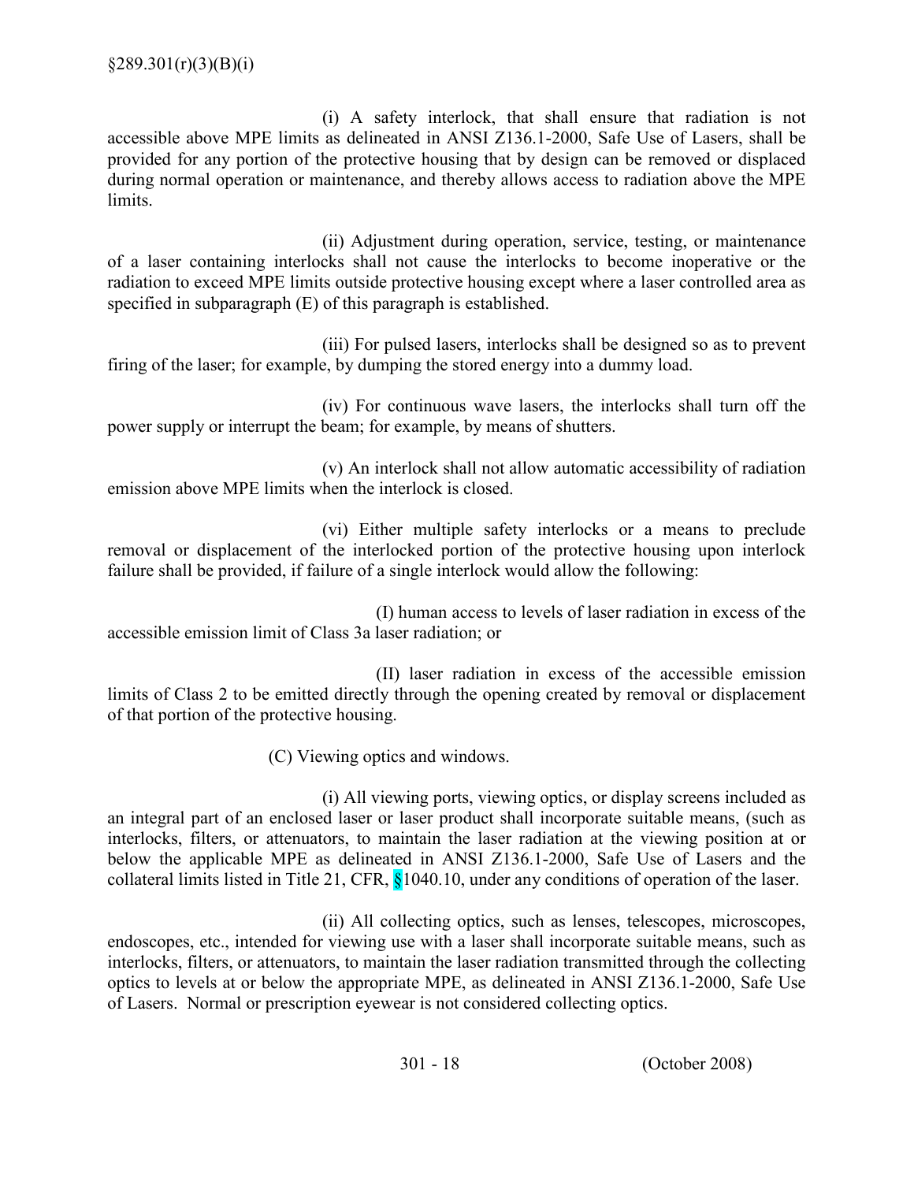§289.301(r)(3)(B)(i)

(i) A safety interlock, that shall ensure that radiation is not accessible above MPE limits as delineated in ANSI Z136.1-2000, Safe Use of Lasers, shall be provided for any portion of the protective housing that by design can be removed or displaced during normal operation or maintenance, and thereby allows access to radiation above the MPE limits.

(ii) Adjustment during operation, service, testing, or maintenance of a laser containing interlocks shall not cause the interlocks to become inoperative or the radiation to exceed MPE limits outside protective housing except where a laser controlled area as specified in subparagraph (E) of this paragraph is established.

(iii) For pulsed lasers, interlocks shall be designed so as to prevent firing of the laser; for example, by dumping the stored energy into a dummy load.

(iv) For continuous wave lasers, the interlocks shall turn off the power supply or interrupt the beam; for example, by means of shutters.

(v) An interlock shall not allow automatic accessibility of radiation emission above MPE limits when the interlock is closed.

(vi) Either multiple safety interlocks or a means to preclude removal or displacement of the interlocked portion of the protective housing upon interlock failure shall be provided, if failure of a single interlock would allow the following:

(I) human access to levels of laser radiation in excess of the accessible emission limit of Class 3a laser radiation; or

(II) laser radiation in excess of the accessible emission limits of Class 2 to be emitted directly through the opening created by removal or displacement of that portion of the protective housing.

(C) Viewing optics and windows.

(i) All viewing ports, viewing optics, or display screens included as an integral part of an enclosed laser or laser product shall incorporate suitable means, (such as interlocks, filters, or attenuators, to maintain the laser radiation at the viewing position at or below the applicable MPE as delineated in ANSI Z136.1-2000, Safe Use of Lasers and the collateral limits listed in Title 21, CFR, §1040.10, under any conditions of operation of the laser.

(ii) All collecting optics, such as lenses, telescopes, microscopes, endoscopes, etc., intended for viewing use with a laser shall incorporate suitable means, such as interlocks, filters, or attenuators, to maintain the laser radiation transmitted through the collecting optics to levels at or below the appropriate MPE, as delineated in ANSI Z136.1-2000, Safe Use of Lasers. Normal or prescription eyewear is not considered collecting optics.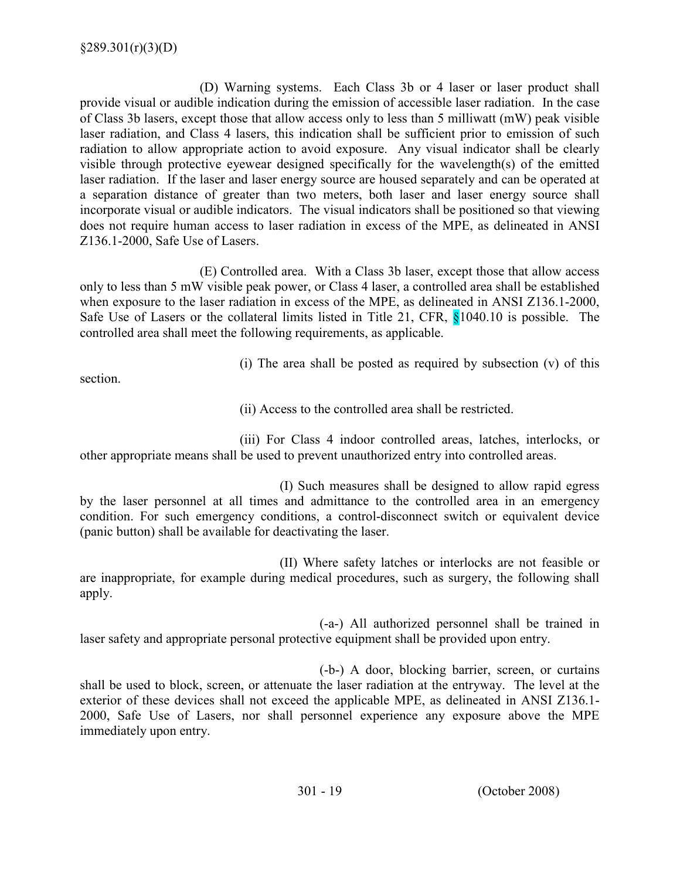(D) Warning systems. Each Class 3b or 4 laser or laser product shall provide visual or audible indication during the emission of accessible laser radiation. In the case of Class 3b lasers, except those that allow access only to less than 5 milliwatt (mW) peak visible laser radiation, and Class 4 lasers, this indication shall be sufficient prior to emission of such radiation to allow appropriate action to avoid exposure. Any visual indicator shall be clearly visible through protective eyewear designed specifically for the wavelength(s) of the emitted laser radiation. If the laser and laser energy source are housed separately and can be operated at a separation distance of greater than two meters, both laser and laser energy source shall incorporate visual or audible indicators. The visual indicators shall be positioned so that viewing does not require human access to laser radiation in excess of the MPE, as delineated in ANSI Z136.1-2000, Safe Use of Lasers.

(E) Controlled area. With a Class 3b laser, except those that allow access only to less than 5 mW visible peak power, or Class 4 laser, a controlled area shall be established when exposure to the laser radiation in excess of the MPE, as delineated in ANSI Z136.1-2000, Safe Use of Lasers or the collateral limits listed in Title 21, CFR, §1040.10 is possible. The controlled area shall meet the following requirements, as applicable.

(i) The area shall be posted as required by subsection (v) of this section.

(ii) Access to the controlled area shall be restricted.

(iii) For Class 4 indoor controlled areas, latches, interlocks, or other appropriate means shall be used to prevent unauthorized entry into controlled areas.

(I) Such measures shall be designed to allow rapid egress by the laser personnel at all times and admittance to the controlled area in an emergency condition. For such emergency conditions, a control-disconnect switch or equivalent device (panic button) shall be available for deactivating the laser.

(II) Where safety latches or interlocks are not feasible or are inappropriate, for example during medical procedures, such as surgery, the following shall apply.

(-a-) All authorized personnel shall be trained in laser safety and appropriate personal protective equipment shall be provided upon entry.

(-b-) A door, blocking barrier, screen, or curtains shall be used to block, screen, or attenuate the laser radiation at the entryway. The level at the exterior of these devices shall not exceed the applicable MPE, as delineated in ANSI Z136.1-2000, Safe Use of Lasers, nor shall personnel experience any exposure above the MPE immediately upon entry.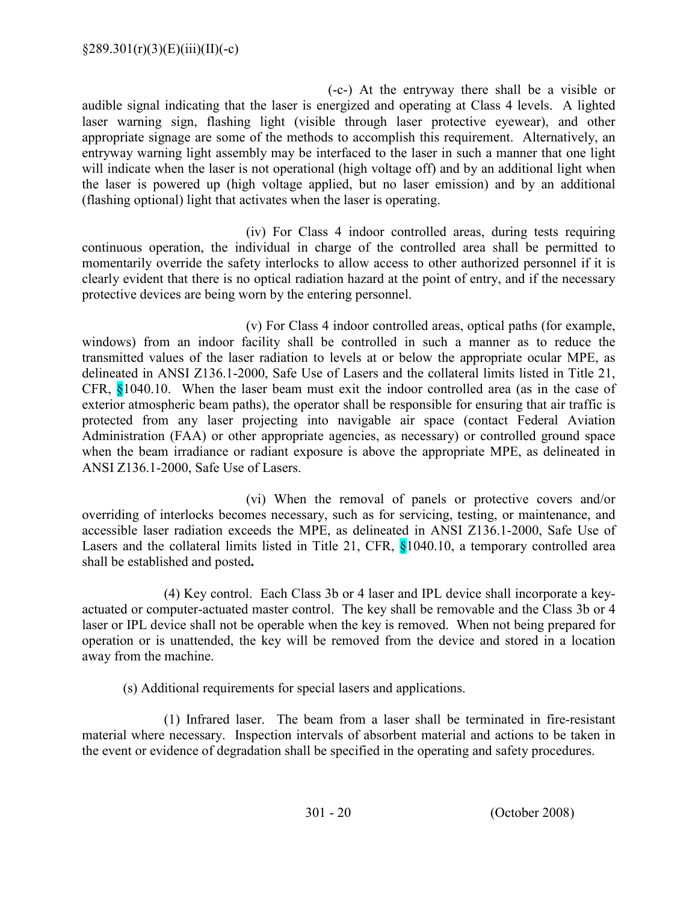(-c-) At the entryway there shall be a visible or audible signal indicating that the laser is energized and operating at Class 4 levels. A lighted laser warning sign, flashing light (visible through laser protective eyewear), and other appropriate signage are some of the methods to accomplish this requirement. Alternatively, an entryway warning light assembly may be interfaced to the laser in such a manner that one light will indicate when the laser is not operational (high voltage off) and by an additional light when the laser is powered up (high voltage applied, but no laser emission) and by an additional (flashing optional) light that activates when the laser is operating.

(iv) For Class 4 indoor controlled areas, during tests requiring continuous operation, the individual in charge of the controlled area shall be permitted to momentarily override the safety interlocks to allow access to other authorized personnel if it is clearly evident that there is no optical radiation hazard at the point of entry, and if the necessary protective devices are being worn by the entering personnel.

(v) For Class 4 indoor controlled areas, optical paths (for example, windows) from an indoor facility shall be controlled in such a manner as to reduce the transmitted values of the laser radiation to levels at or below the appropriate ocular MPE, as delineated in ANSI Z136.1-2000, Safe Use of Lasers and the collateral limits listed in Title 21, CFR, §1040.10. When the laser beam must exit the indoor controlled area (as in the case of exterior atmospheric beam paths), the operator shall be responsible for ensuring that air traffic is protected from any laser projecting into navigable air space (contact Federal Aviation Administration (FAA) or other appropriate agencies, as necessary) or controlled ground space when the beam irradiance or radiant exposure is above the appropriate MPE, as delineated in ANSI Z136.1-2000, Safe Use of Lasers.

(vi) When the removal of panels or protective covers and/or overriding of interlocks becomes necessary, such as for servicing, testing, or maintenance, and accessible laser radiation exceeds the MPE, as delineated in ANSI Z136.1-2000, Safe Use of Lasers and the collateral limits listed in Title 21, CFR, §1040.10, a temporary controlled area shall be established and posted.

(4) Key control. Each Class 3b or 4 laser and IPL device shall incorporate a key-actuated or computer-actuated master control. The key shall be removable and the Class 3b or 4 laser or IPL device shall not be operable when the key is removed. When not being prepared for operation or is unattended, the key will be removed from the device and stored in a location away from the machine.

(s) Additional requirements for special lasers and applications.

(1) Infrared laser. The beam from a laser shall be terminated in fire-resistant material where necessary. Inspection intervals of absorbent material and actions to be taken in the event or evidence of degradation shall be specified in the operating and safety procedures.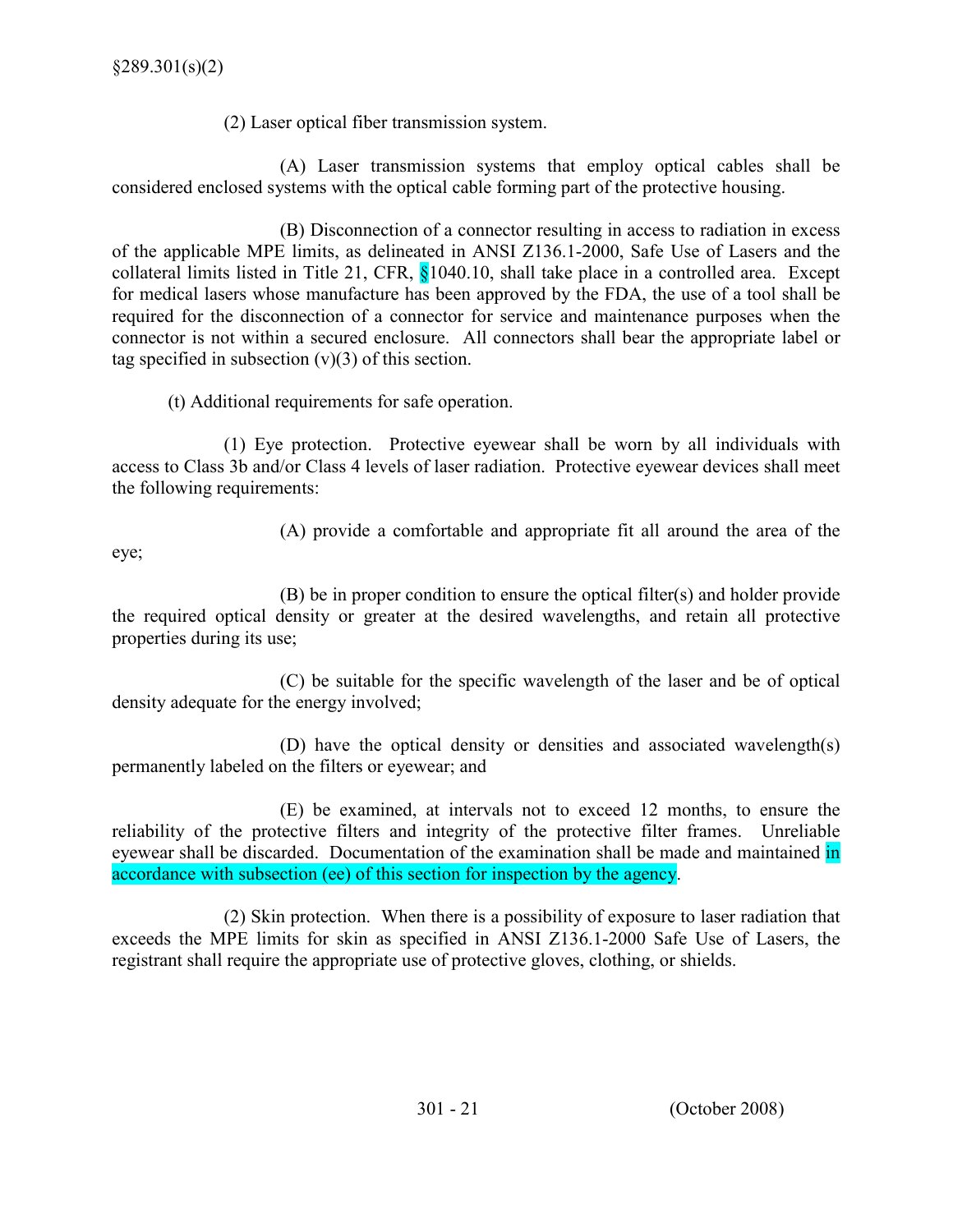(2) Laser optical fiber transmission system.

(A) Laser transmission systems that employ optical cables shall be considered enclosed systems with the optical cable forming part of the protective housing.

(B) Disconnection of a connector resulting in access to radiation in excess of the applicable MPE limits, as delineated in ANSI Z136.1-2000, Safe Use of Lasers and the collateral limits listed in Title 21, CFR, §1040.10, shall take place in a controlled area. Except for medical lasers whose manufacture has been approved by the FDA, the use of a tool shall be required for the disconnection of a connector for service and maintenance purposes when the connector is not within a secured enclosure. All connectors shall bear the appropriate label or tag specified in subsection (v)(3) of this section.

(t) Additional requirements for safe operation.

(1) Eye protection. Protective eyewear shall be worn by all individuals with access to Class 3b and/or Class 4 levels of laser radiation. Protective eyewear devices shall meet the following requirements:

(A) provide a comfortable and appropriate fit all around the area of the eye;

(B) be in proper condition to ensure the optical filter(s) and holder provide the required optical density or greater at the desired wavelengths, and retain all protective properties during its use;

(C) be suitable for the specific wavelength of the laser and be of optical density adequate for the energy involved;

(D) have the optical density or densities and associated wavelength(s) permanently labeled on the filters or eyewear; and

(E) be examined, at intervals not to exceed 12 months, to ensure the reliability of the protective filters and integrity of the protective filter frames. Unreliable eyewear shall be discarded. Documentation of the examination shall be made and maintained in accordance with subsection (ee) of this section for inspection by the agency.

(2) Skin protection. When there is a possibility of exposure to laser radiation that exceeds the MPE limits for skin as specified in ANSI Z136.1-2000 Safe Use of Lasers, the registrant shall require the appropriate use of protective gloves, clothing, or shields.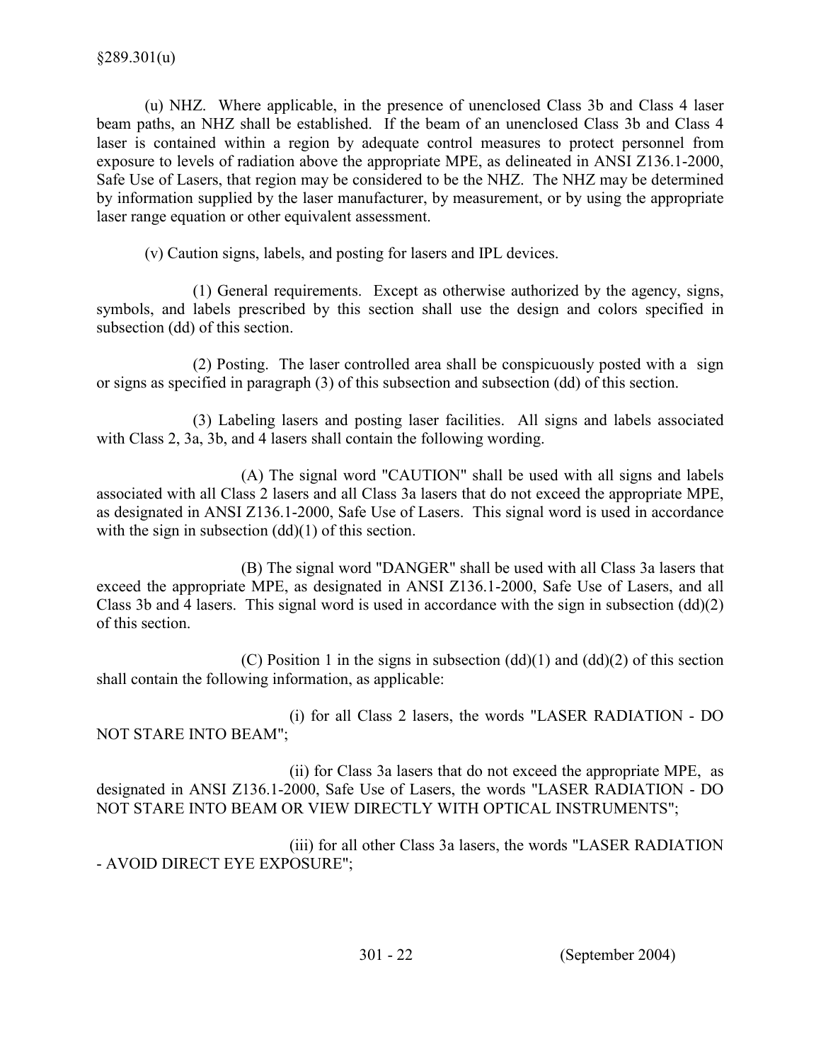(u) NHZ. Where applicable, in the presence of unenclosed Class 3b and Class 4 laser beam paths, an NHZ shall be established. If the beam of an unenclosed Class 3b and Class 4 laser is contained within a region by adequate control measures to protect personnel from exposure to levels of radiation above the appropriate MPE, as delineated in ANSI Z136.1-2000, Safe Use of Lasers, that region may be considered to be the NHZ. The NHZ may be determined by information supplied by the laser manufacturer, by measurement, or by using the appropriate laser range equation or other equivalent assessment.

(v) Caution signs, labels, and posting for lasers and IPL devices.

(1) General requirements. Except as otherwise authorized by the agency, signs, symbols, and labels prescribed by this section shall use the design and colors specified in subsection (dd) of this section.

(2) Posting. The laser controlled area shall be conspicuously posted with a sign or signs as specified in paragraph (3) of this subsection and subsection (dd) of this section.

(3) Labeling lasers and posting laser facilities. All signs and labels associated with Class 2, 3a, 3b, and 4 lasers shall contain the following wording.

(A) The signal word "CAUTION" shall be used with all signs and labels associated with all Class 2 lasers and all Class 3a lasers that do not exceed the appropriate MPE, as designated in ANSI Z136.1-2000, Safe Use of Lasers. This signal word is used in accordance with the sign in subsection (dd)(1) of this section.

(B) The signal word "DANGER" shall be used with all Class 3a lasers that exceed the appropriate MPE, as designated in ANSI Z136.1-2000, Safe Use of Lasers, and all Class 3b and 4 lasers. This signal word is used in accordance with the sign in subsection (dd)(2) of this section.

(C) Position 1 in the signs in subsection (dd)(1) and (dd)(2) of this section shall contain the following information, as applicable:

(i) for all Class 2 lasers, the words "LASER RADIATION - DO NOT STARE INTO BEAM";

(ii) for Class 3a lasers that do not exceed the appropriate MPE, as designated in ANSI Z136.1-2000, Safe Use of Lasers, the words "LASER RADIATION - DO NOT STARE INTO BEAM OR VIEW DIRECTLY WITH OPTICAL INSTRUMENTS";

(iii) for all other Class 3a lasers, the words "LASER RADIATION - AVOID DIRECT EYE EXPOSURE";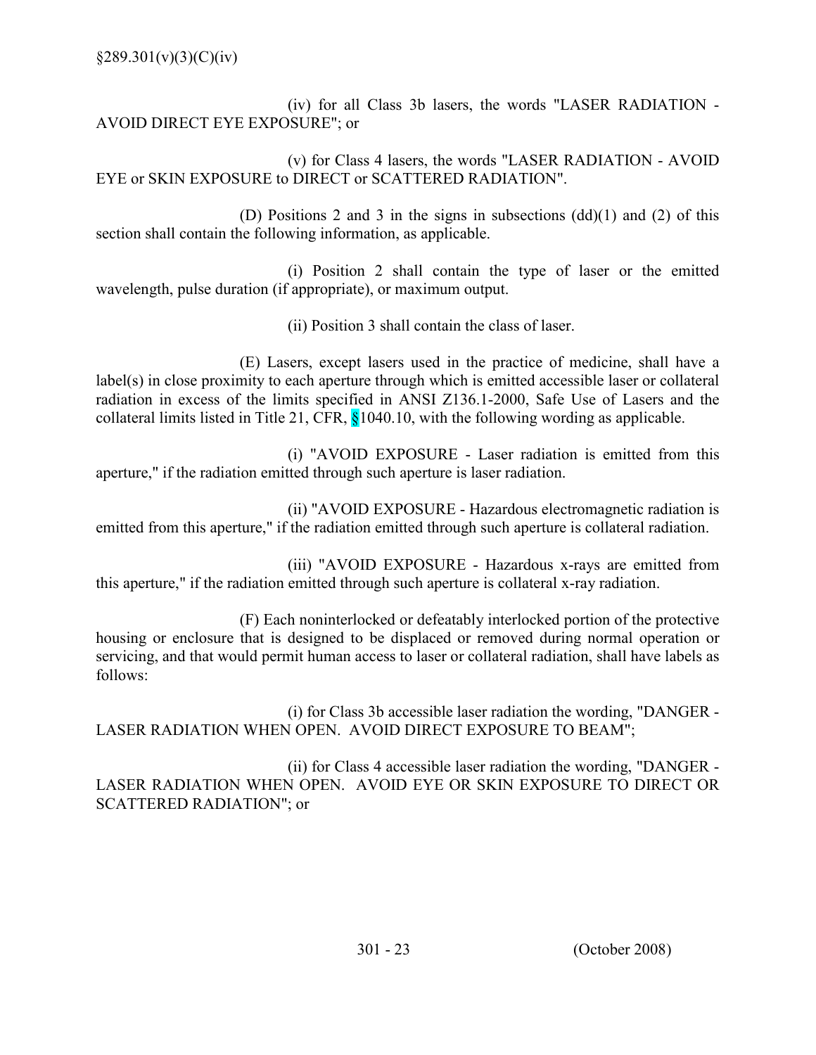(iv) for all Class 3b lasers, the words "LASER RADIATION - AVOID DIRECT EYE EXPOSURE"; or

(v) for Class 4 lasers, the words "LASER RADIATION - AVOID EYE or SKIN EXPOSURE to DIRECT or SCATTERED RADIATION".

(D) Positions 2 and 3 in the signs in subsections (dd)(1) and (2) of this section shall contain the following information, as applicable.

(i) Position 2 shall contain the type of laser or the emitted wavelength, pulse duration (if appropriate), or maximum output.

(ii) Position 3 shall contain the class of laser.

(E) Lasers, except lasers used in the practice of medicine, shall have a label(s) in close proximity to each aperture through which is emitted accessible laser or collateral radiation in excess of the limits specified in ANSI Z136.1-2000, Safe Use of Lasers and the collateral limits listed in Title 21, CFR, §1040.10, with the following wording as applicable.

(i) "AVOID EXPOSURE - Laser radiation is emitted from this aperture," if the radiation emitted through such aperture is laser radiation.

(ii) "AVOID EXPOSURE - Hazardous electromagnetic radiation is emitted from this aperture," if the radiation emitted through such aperture is collateral radiation.

(iii) "AVOID EXPOSURE - Hazardous x-rays are emitted from this aperture," if the radiation emitted through such aperture is collateral x-ray radiation.

(F) Each noninterlocked or defeatably interlocked portion of the protective housing or enclosure that is designed to be displaced or removed during normal operation or servicing, and that would permit human access to laser or collateral radiation, shall have labels as follows:

(i) for Class 3b accessible laser radiation the wording, "DANGER - LASER RADIATION WHEN OPEN. AVOID DIRECT EXPOSURE TO BEAM";

(ii) for Class 4 accessible laser radiation the wording, "DANGER - LASER RADIATION WHEN OPEN. AVOID EYE OR SKIN EXPOSURE TO DIRECT OR SCATTERED RADIATION"; or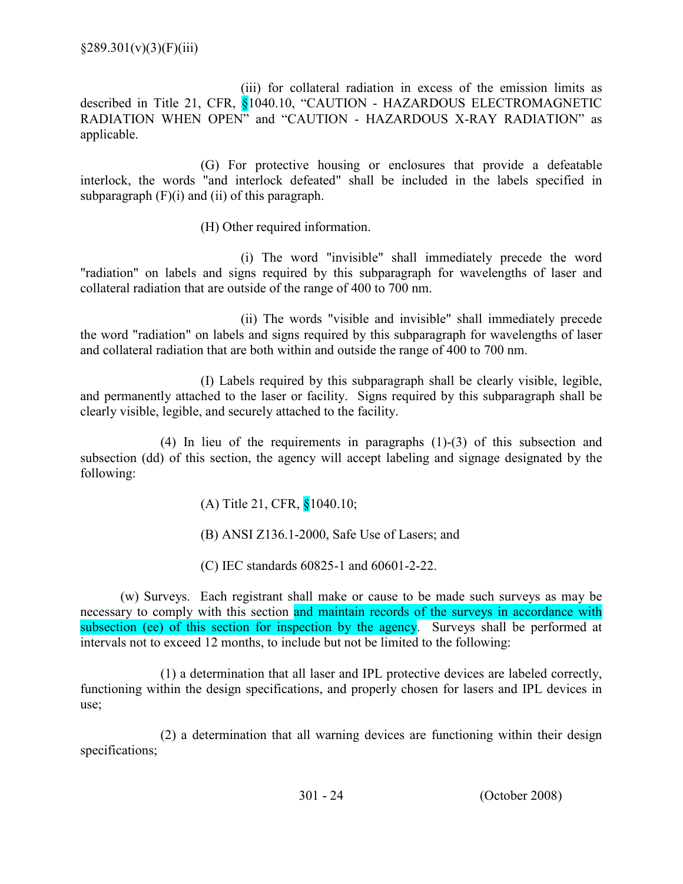(iii) for collateral radiation in excess of the emission limits as described in Title 21, CFR, §1040.10, "CAUTION - HAZARDOUS ELECTROMAGNETIC RADIATION WHEN OPEN" and "CAUTION - HAZARDOUS X-RAY RADIATION" as applicable.

(G) For protective housing or enclosures that provide a defeatable interlock, the words "and interlock defeated" shall be included in the labels specified in subparagraph (F)(i) and (ii) of this paragraph.

(H) Other required information.

(i) The word "invisible" shall immediately precede the word "radiation" on labels and signs required by this subparagraph for wavelengths of laser and collateral radiation that are outside of the range of 400 to 700 nm.

(ii) The words "visible and invisible" shall immediately precede the word "radiation" on labels and signs required by this subparagraph for wavelengths of laser and collateral radiation that are both within and outside the range of 400 to 700 nm.

(I) Labels required by this subparagraph shall be clearly visible, legible, and permanently attached to the laser or facility. Signs required by this subparagraph shall be clearly visible, legible, and securely attached to the facility.

(4) In lieu of the requirements in paragraphs (1)-(3) of this subsection and subsection (dd) of this section, the agency will accept labeling and signage designated by the following:

(A) Title 21, CFR, §1040.10;

(B) ANSI Z136.1-2000, Safe Use of Lasers; and

(C) IEC standards 60825-1 and 60601-2-22.

(w) Surveys. Each registrant shall make or cause to be made such surveys as may be necessary to comply with this section and maintain records of the surveys in accordance with subsection (ee) of this section for inspection by the agency. Surveys shall be performed at intervals not to exceed 12 months, to include but not be limited to the following:

(1) a determination that all laser and IPL protective devices are labeled correctly, functioning within the design specifications, and properly chosen for lasers and IPL devices in use;

(2) a determination that all warning devices are functioning within their design specifications;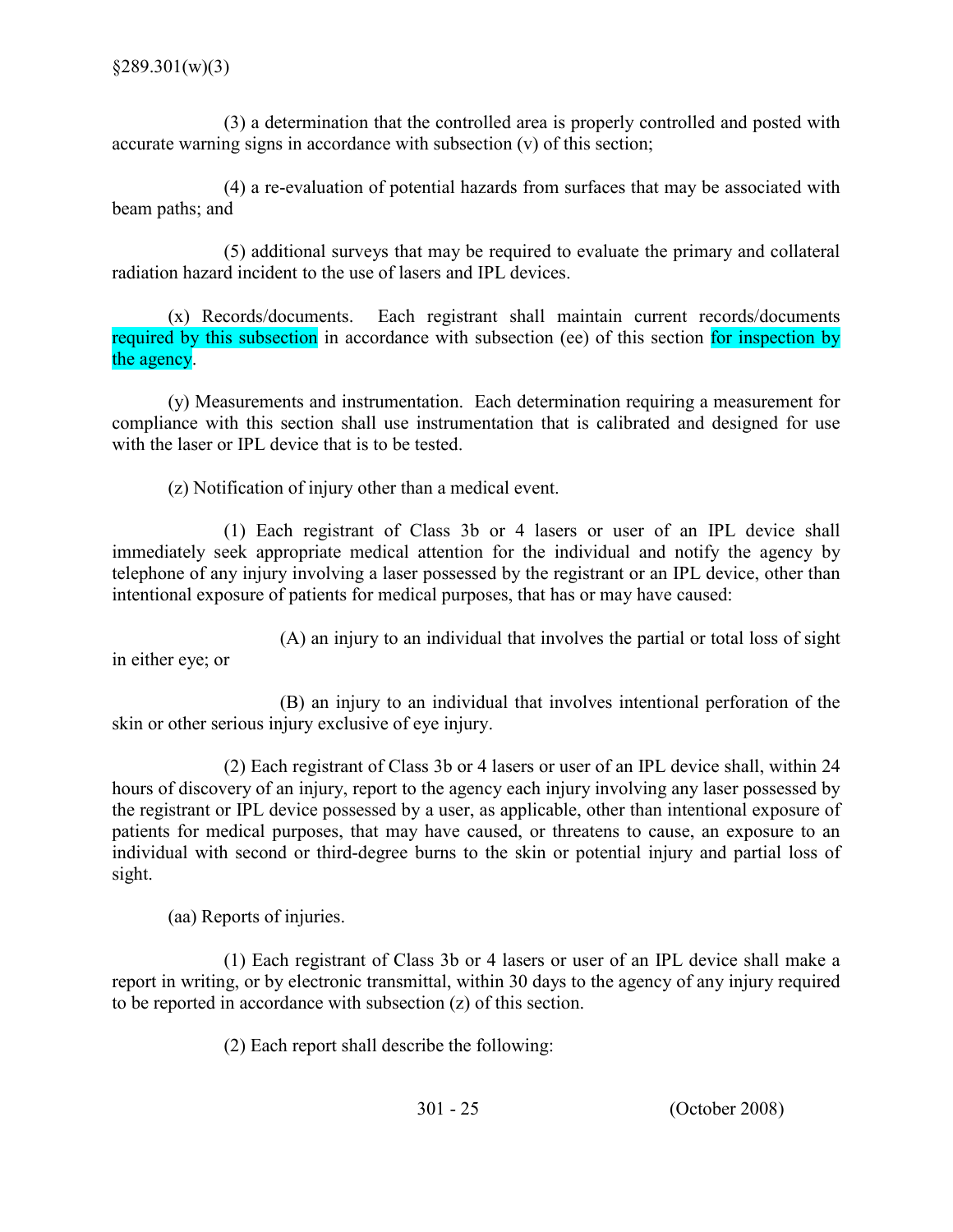(3) a determination that the controlled area is properly controlled and posted with accurate warning signs in accordance with subsection (v) of this section;

(4) a re-evaluation of potential hazards from surfaces that may be associated with beam paths; and

(5) additional surveys that may be required to evaluate the primary and collateral radiation hazard incident to the use of lasers and IPL devices.

(x) Records/documents. Each registrant shall maintain current records/documents required by this subsection in accordance with subsection (ee) of this section for inspection by the agency.

(y) Measurements and instrumentation. Each determination requiring a measurement for compliance with this section shall use instrumentation that is calibrated and designed for use with the laser or IPL device that is to be tested.

(z) Notification of injury other than a medical event.

(1) Each registrant of Class 3b or 4 lasers or user of an IPL device shall immediately seek appropriate medical attention for the individual and notify the agency by telephone of any injury involving a laser possessed by the registrant or an IPL device, other than intentional exposure of patients for medical purposes, that has or may have caused:

(A) an injury to an individual that involves the partial or total loss of sight in either eye; or

(B) an injury to an individual that involves intentional perforation of the skin or other serious injury exclusive of eye injury.

(2) Each registrant of Class 3b or 4 lasers or user of an IPL device shall, within 24 hours of discovery of an injury, report to the agency each injury involving any laser possessed by the registrant or IPL device possessed by a user, as applicable, other than intentional exposure of patients for medical purposes, that may have caused, or threatens to cause, an exposure to an individual with second or third-degree burns to the skin or potential injury and partial loss of sight.

(aa) Reports of injuries.

(1) Each registrant of Class 3b or 4 lasers or user of an IPL device shall make a report in writing, or by electronic transmittal, within 30 days to the agency of any injury required to be reported in accordance with subsection (z) of this section.

(2) Each report shall describe the following: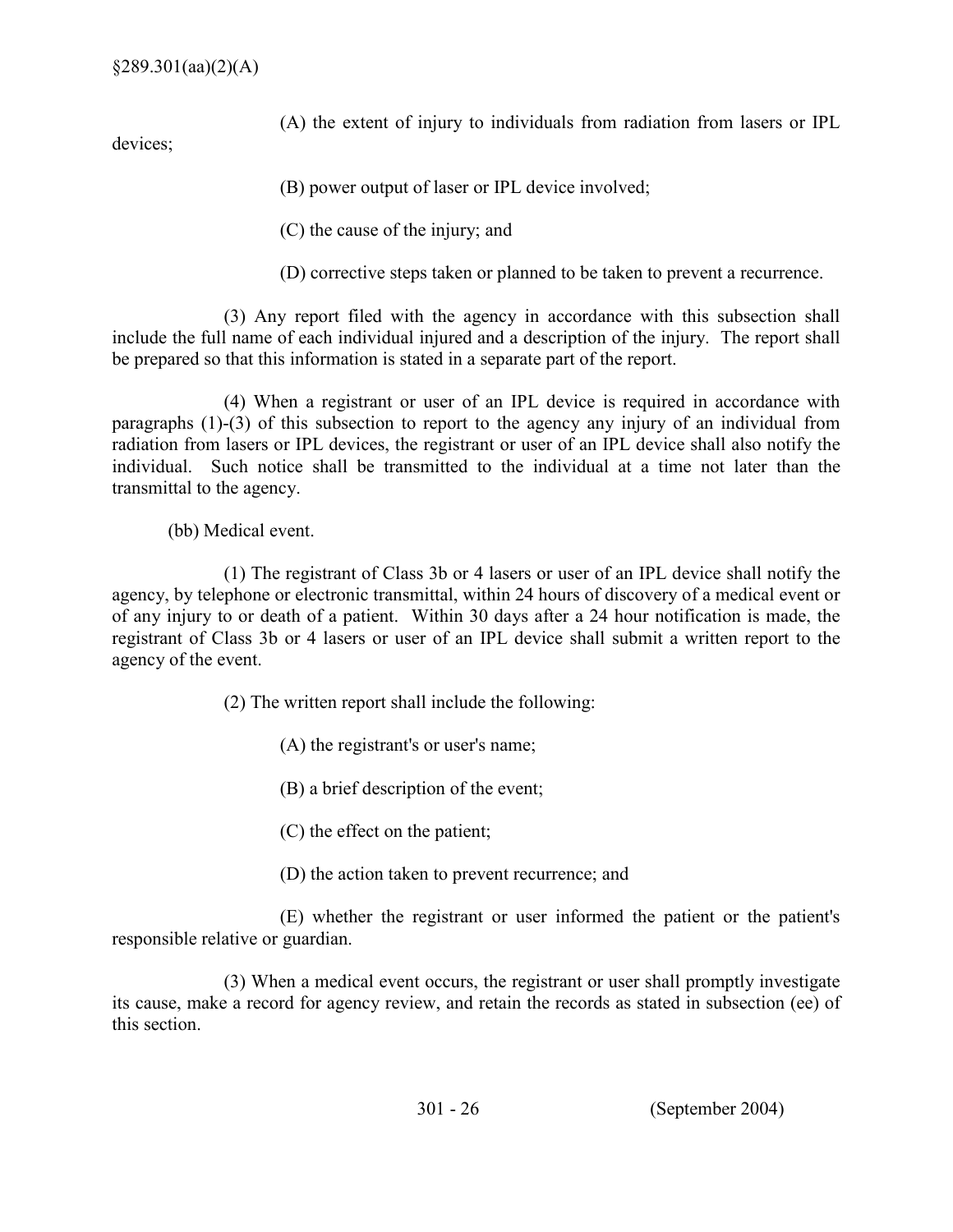(A) the extent of injury to individuals from radiation from lasers or IPL devices;

(B) power output of laser or IPL device involved;

(C) the cause of the injury; and

(D) corrective steps taken or planned to be taken to prevent a recurrence.

(3) Any report filed with the agency in accordance with this subsection shall include the full name of each individual injured and a description of the injury. The report shall be prepared so that this information is stated in a separate part of the report.

(4) When a registrant or user of an IPL device is required in accordance with paragraphs (1)-(3) of this subsection to report to the agency any injury of an individual from radiation from lasers or IPL devices, the registrant or user of an IPL device shall also notify the individual. Such notice shall be transmitted to the individual at a time not later than the transmittal to the agency.

(bb) Medical event.

(1) The registrant of Class 3b or 4 lasers or user of an IPL device shall notify the agency, by telephone or electronic transmittal, within 24 hours of discovery of a medical event or of any injury to or death of a patient. Within 30 days after a 24 hour notification is made, the registrant of Class 3b or 4 lasers or user of an IPL device shall submit a written report to the agency of the event.

(2) The written report shall include the following:

(A) the registrant's or user's name;

(B) a brief description of the event;

(C) the effect on the patient;

(D) the action taken to prevent recurrence; and

(E) whether the registrant or user informed the patient or the patient's responsible relative or guardian.

(3) When a medical event occurs, the registrant or user shall promptly investigate its cause, make a record for agency review, and retain the records as stated in subsection (ee) of this section.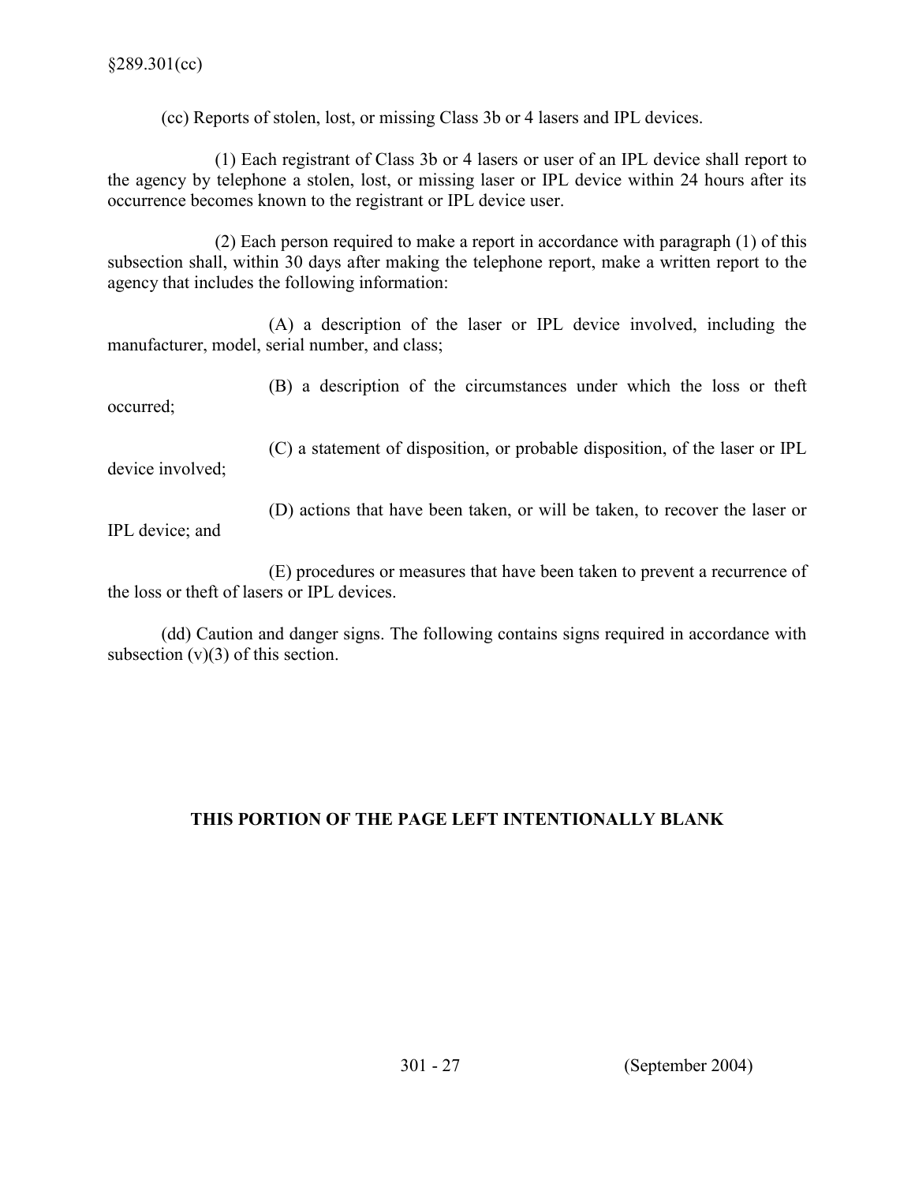(cc) Reports of stolen, lost, or missing Class 3b or 4 lasers and IPL devices.

(1) Each registrant of Class 3b or 4 lasers or user of an IPL device shall report to the agency by telephone a stolen, lost, or missing laser or IPL device within 24 hours after its occurrence becomes known to the registrant or IPL device user.

(2) Each person required to make a report in accordance with paragraph (1) of this subsection shall, within 30 days after making the telephone report, make a written report to the agency that includes the following information:

(A) a description of the laser or IPL device involved, including the manufacturer, model, serial number, and class;

(B) a description of the circumstances under which the loss or theft occurred;

(C) a statement of disposition, or probable disposition, of the laser or IPL device involved;

(D) actions that have been taken, or will be taken, to recover the laser or IPL device; and

(E) procedures or measures that have been taken to prevent a recurrence of the loss or theft of lasers or IPL devices.

(dd) Caution and danger signs. The following contains signs required in accordance with subsection (v)(3) of this section.

**THIS PORTION OF THE PAGE LEFT INTENTIONALLY BLANK**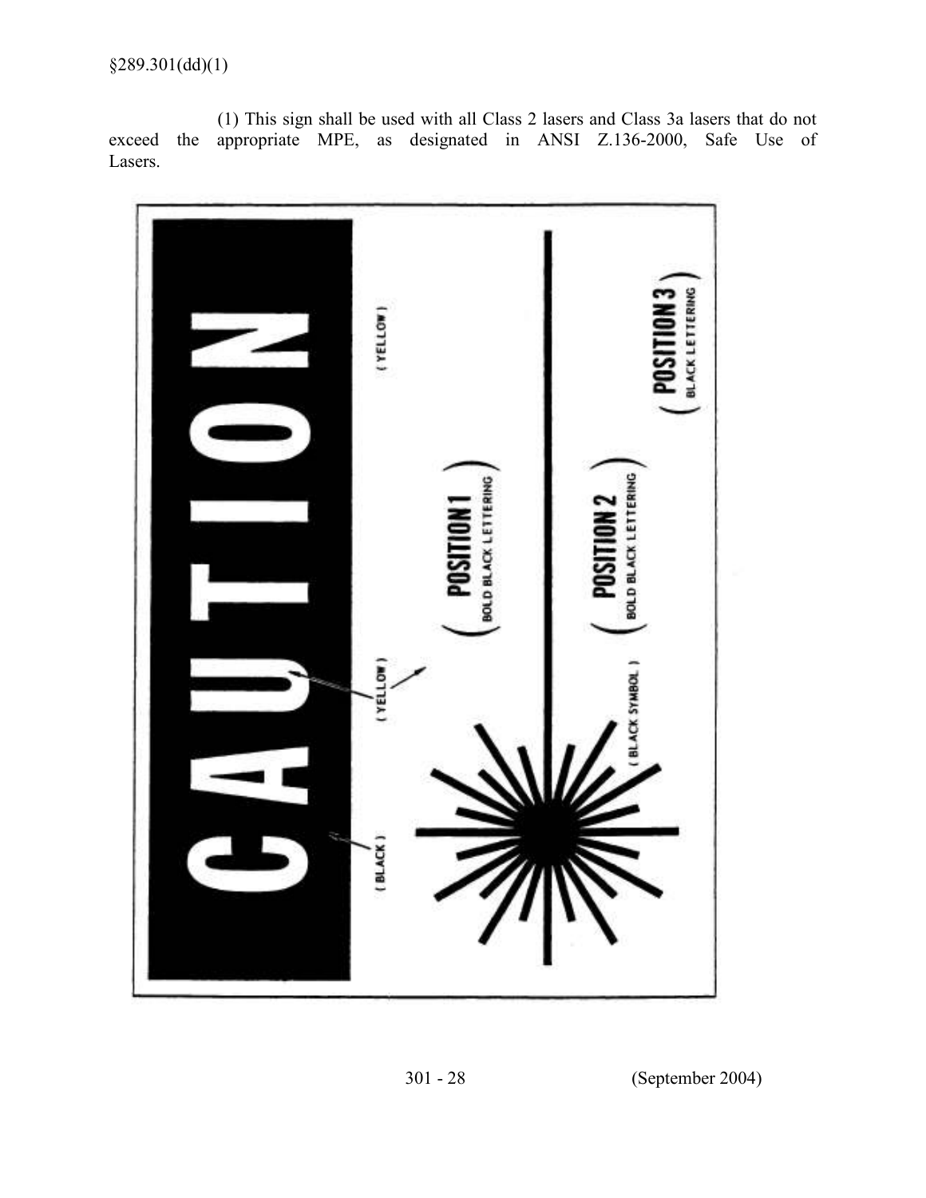§289.301(dd)(1)

(1) This sign shall be used with all Class 2 lasers and Class 3a lasers that do not exceed the appropriate MPE, as designated in ANSI Z.136-2000, Safe Use of Lasers.

CAUTION

(BLACK)

(YELLOW)

(YELLOW)

POSITION 1
BOLD BLACK LETTERING

POSITION 2
BOLD BLACK LETTERING

(BLACK SYMBOL)

POSITION 3
BLACK LETTERING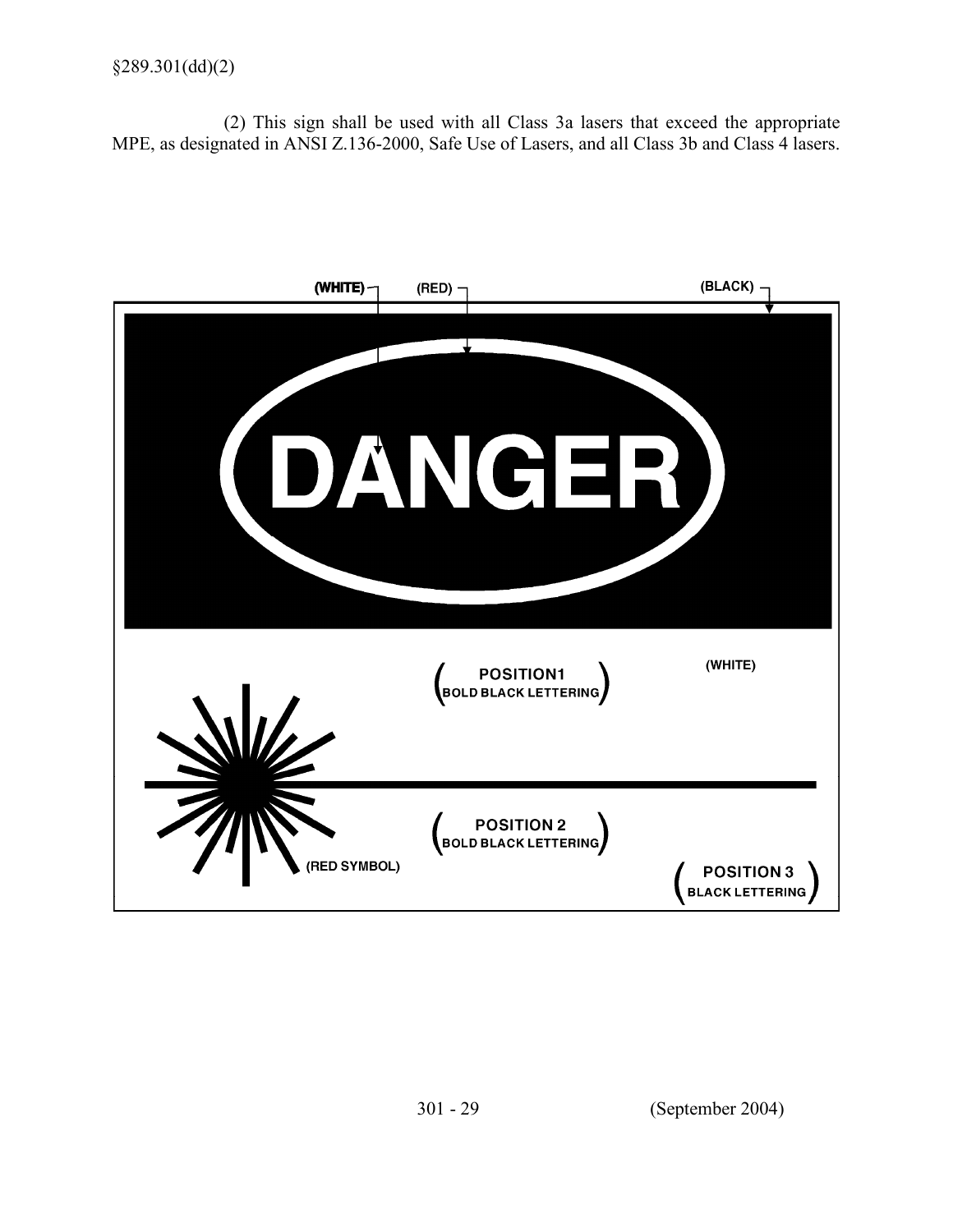§289.301(dd)(2)

(2) This sign shall be used with all Class 3a lasers that exceed the appropriate MPE, as designated in ANSI Z.136-2000, Safe Use of Lasers, and all Class 3b and Class 4 lasers.

(WHITE) (RED) (BLACK)

DANGER

(POSITION1 BOLD BLACK LETTERING) (WHITE)

(POSITION 2 BOLD BLACK LETTERING)

(RED SYMBOL)

(POSITION 3 BLACK LETTERING)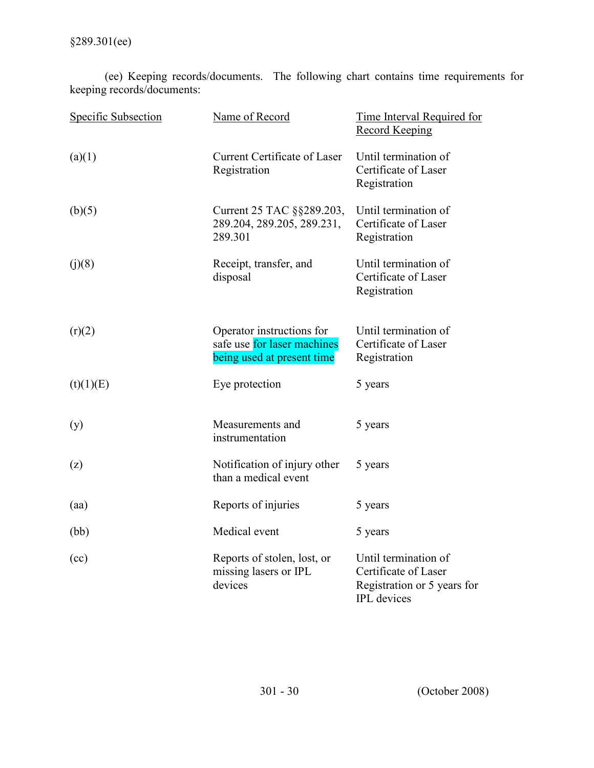§289.301(ee)

(ee) Keeping records/documents. The following chart contains time requirements for keeping records/documents:

| Specific Subsection | Name of Record | Time Interval Required for Record Keeping |
|---|---|---|
| (a)(1) | Current Certificate of Laser Registration | Until termination of Certificate of Laser Registration |
| (b)(5) | Current 25 TAC §§289.203, 289.204, 289.205, 289.231, 289.301 | Until termination of Certificate of Laser Registration |
| (j)(8) | Receipt, transfer, and disposal | Until termination of Certificate of Laser Registration |
| (r)(2) | Operator instructions for safe use for laser machines being used at present time | Until termination of Certificate of Laser Registration |
| (t)(1)(E) | Eye protection | 5 years |
| (y) | Measurements and instrumentation | 5 years |
| (z) | Notification of injury other than a medical event | 5 years |
| (aa) | Reports of injuries | 5 years |
| (bb) | Medical event | 5 years |
| (cc) | Reports of stolen, lost, or missing lasers or IPL devices | Until termination of Certificate of Laser Registration or 5 years for IPL devices |